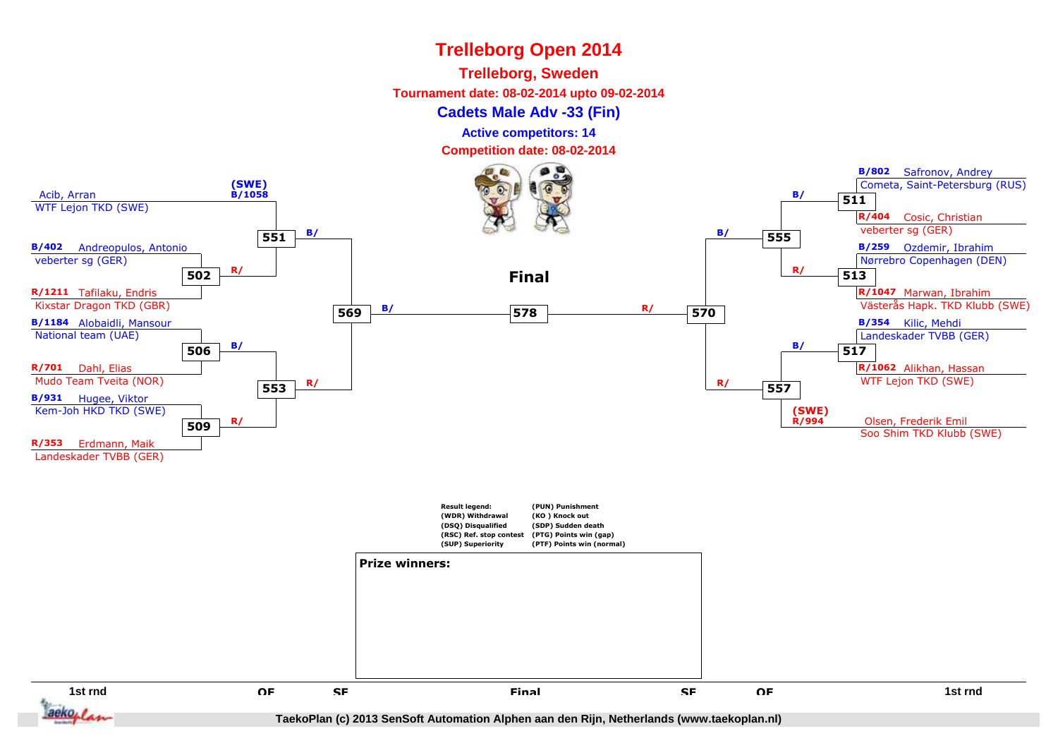# Trelleborg Open 2014

## Trelleborg, Sweden

**Tournament date: 08-02-2014 upto 09-02-2014**

**Cadets Male Adv -33 (Fin)**

**Active competitors: 14**

**Competition date: 08-02-2014**

### Left side

**1st rnd / QF**

- Acib, Arran — WTF Lejon TKD (SWE) — (SWE) B/1058
- B/402 Andreopulos, Antonio — veberter sg (GER)
- R/1211 Tafilaku, Endris — Kixstar Dragon TKD (GBR)
- B/1184 Alobaidli, Mansour — National team (UAE)
- R/701 Dahl, Elias — Mudo Team Tveita (NOR)
- B/931 Hugee, Viktor — Kem-Joh HKD TKD (SWE)
- R/353 Erdmann, Maik — Landeskader TVBB (GER)

Matches: 502 (R/), 506 (B/), 509 (R/), 551 (B/), 553 (R/), 569 (B/)

### Final

578 (B/ — R/)

### Right side

**1st rnd / QF**

- B/802 Safronov, Andrey — Cometa, Saint-Petersburg (RUS)
- R/404 Cosic, Christian — veberter sg (GER)
- B/259 Ozdemir, Ibrahim — Nørrebro Copenhagen (DEN)
- R/1047 Marwan, Ibrahim — Västerås Hapk. TKD Klubb (SWE)
- B/354 Kilic, Mehdi — Landeskader TVBB (GER)
- R/1062 Alikhan, Hassan — WTF Lejon TKD (SWE)
- (SWE) R/994 Olsen, Frederik Emil — Soo Shim TKD Klubb (SWE)

Matches: 511 (B/), 513 (R/), 517 (B/), 555 (B/), 557 (R/), 570 (R/)

**Result legend:**

| | |
|---|---|
| (WDR) Withdrawal | (PUN) Punishment |
| (DSQ) Disqualified | (KO ) Knock out |
| (RSC) Ref. stop contest | (SDP) Sudden death |
| (SUP) Superiority | (PTG) Points win (gap) |
| | (PTF) Points win (normal) |

**Prize winners:**

1st rnd | QF | SF | Final | SF | QF | 1st rnd

TaekoPlan (c) 2013 SenSoft Automation Alphen aan den Rijn, Netherlands (www.taekoplan.nl)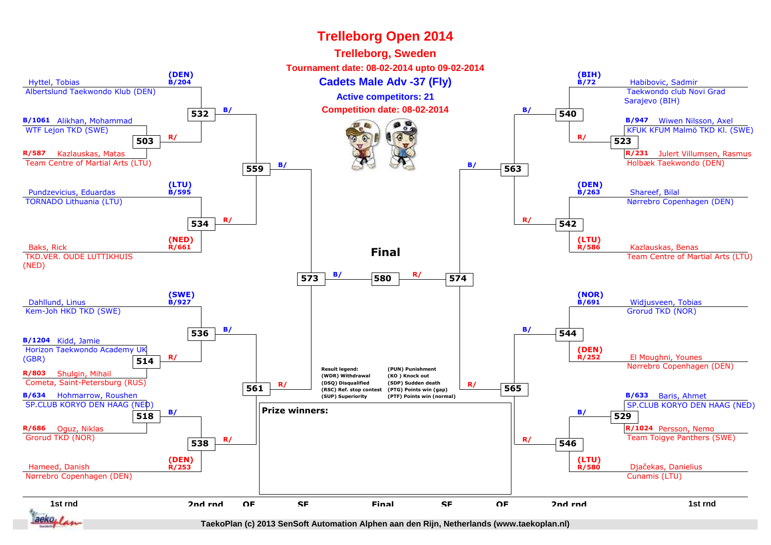# Trelleborg Open 2014

## Trelleborg, Sweden

**Tournament date: 08-02-2014 upto 09-02-2014**

### Cadets Male Adv -37 (Fly)

**Active competitors: 21**

**Competition date: 08-02-2014**

(DEN) B/204 Hyttel, Tobias
Albertslund Taekwondo Klub (DEN)

B/1061 Alikhan, Mohammad
WTF Lejon TKD (SWE)

R/587 Kazlauskas, Matas
Team Centre of Martial Arts (LTU)

(LTU) B/595 Pundzevicius, Eduardas
TORNADO Lithuania (LTU)

(NED) R/661 Baks, Rick
TKD.VER. OUDE LUTTIKHUIS (NED)

(SWE) B/927 Dahllund, Linus
Kem-Joh HKD TKD (SWE)

B/1204 Kidd, Jamie
Horizon Taekwondo Academy UK (GBR)

R/803 Shulgin, Mihail
Cometa, Saint-Petersburg (RUS)

B/634 Hohmarrow, Roushen
SP.CLUB KORYO DEN HAAG (NED)

R/686 Oguz, Niklas
Grorud TKD (NOR)

(DEN) R/253 Hameed, Danish
Nørrebro Copenhagen (DEN)

(BIH) B/72 Habibovic, Sadmir
Taekwondo club Novi Grad Sarajevo (BIH)

B/947 Wiwen Nilsson, Axel
KFUK KFUM Malmö TKD Kl. (SWE)

R/231 Julert Villumsen, Rasmus
Holbæk Taekwondo (DEN)

(DEN) B/263 Shareef, Bilal
Nørrebro Copenhagen (DEN)

(LTU) R/586 Kazlauskas, Benas
Team Centre of Martial Arts (LTU)

(NOR) B/691 Widjusveen, Tobias
Grorud TKD (NOR)

(DEN) R/252 El Moughni, Younes
Nørrebro Copenhagen (DEN)

B/633 Baris, Ahmet
SP.CLUB KORYO DEN HAAG (NED)

R/1024 Persson, Nemo
Team Toigye Panthers (SWE)

(LTU) R/580 Djačekas, Danielius
Cunamis (LTU)

Matches: 503, 514, 518, 523, 529, 532, 534, 536, 538, 540, 542, 544, 546, 559, 561, 563, 565, 573, 574, 580

**Final**

**Result legend:**
- (WDR) Withdrawal
- (DSQ) Disqualified
- (RSC) Ref. stop contest
- (SUP) Superiority
- (PUN) Punishment
- (KO ) Knock out
- (SDP) Sudden death
- (PTG) Points win (gap)
- (PTF) Points win (normal)

**Prize winners:**

1st rnd | 2nd rnd | QF | SF | Final | SF | QF | 2nd rnd | 1st rnd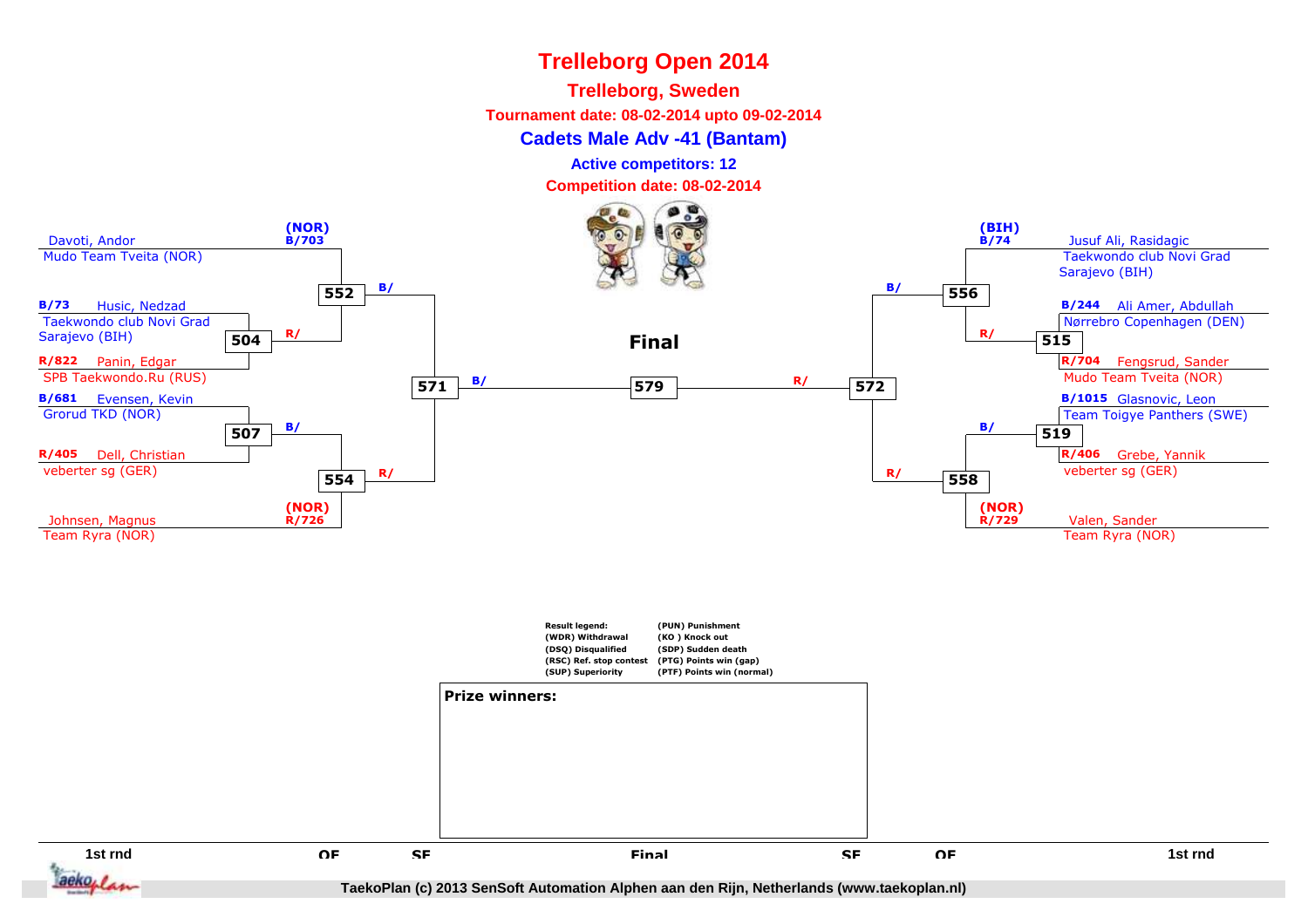# Trelleborg Open 2014

## Trelleborg, Sweden

**Tournament date: 08-02-2014 upto 09-02-2014**

**Cadets Male Adv -41 (Bantam)**

**Active competitors: 12**

**Competition date: 08-02-2014**

Davoti, Andor
Mudo Team Tveita (NOR)
(NOR) B/703

B/73 Husic, Nedzad
Taekwondo club Novi Grad Sarajevo (BIH)

R/822 Panin, Edgar
SPB Taekwondo.Ru (RUS)

504 R/

552 B/

B/681 Evensen, Kevin
Grorud TKD (NOR)

R/405 Dell, Christian
veberter sg (GER)

507 B/

554 R/

Johnsen, Magnus
Team Ryra (NOR)
(NOR) R/726

571 B/

**Final**

579

R/ 572

(BIH) B/74
Jusuf Ali, Rasidagic
Taekwondo club Novi Grad Sarajevo (BIH)

B/244 Ali Amer, Abdullah
Nørrebro Copenhagen (DEN)

R/704 Fengsrud, Sander
Mudo Team Tveita (NOR)

R/ 515

B/ 556

B/1015 Glasnovic, Leon
Team Toigye Panthers (SWE)

R/406 Grebe, Yannik
veberter sg (GER)

B/ 519

R/ 558

(NOR) R/729
Valen, Sander
Team Ryra (NOR)

**Result legend:**
(WDR) Withdrawal
(DSQ) Disqualified
(RSC) Ref. stop contest
(SUP) Superiority
(PUN) Punishment
(KO ) Knock out
(SDP) Sudden death
(PTG) Points win (gap)
(PTF) Points win (normal)

**Prize winners:**

1st rnd | QF | SF | Final | SF | QF | 1st rnd

TaekoPlan (c) 2013 SenSoft Automation Alphen aan den Rijn, Netherlands (www.taekoplan.nl)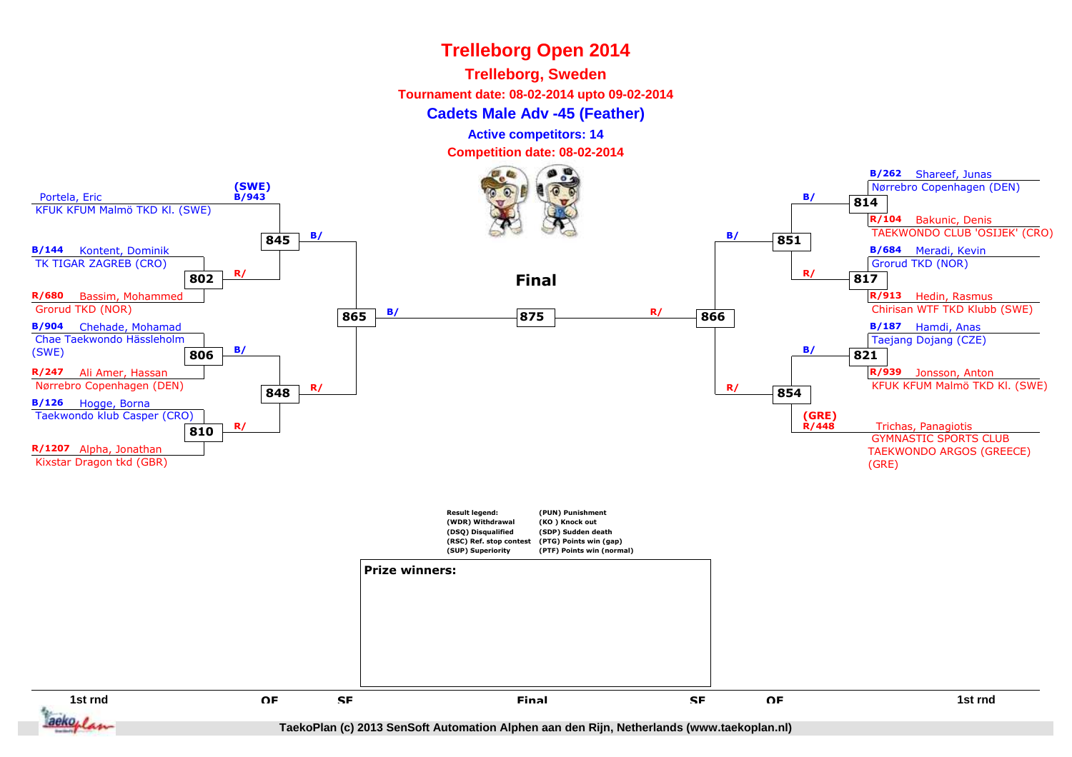# Trelleborg Open 2014

## Trelleborg, Sweden

**Tournament date: 08-02-2014 upto 09-02-2014**

**Cadets Male Adv -45 (Feather)**

**Active competitors: 14**

**Competition date: 08-02-2014**

### Left side

- (SWE) B/943 Portela, Eric — KFUK KFUM Malmö TKD Kl. (SWE)
- B/144 Kontent, Dominik — TK TIGAR ZAGREB (CRO)
- R/680 Bassim, Mohammed — Grorud TKD (NOR)
- B/904 Chehade, Mohamad — Chae Taekwondo Hässleholm (SWE)
- R/247 Ali Amer, Hassan — Nørrebro Copenhagen (DEN)
- B/126 Hogge, Borna — Taekwondo klub Casper (CRO)
- R/1207 Alpha, Jonathan — Kixstar Dragon tkd (GBR)

Matches: 802 (B/144 vs R/680), 806 (B/904 vs R/247), 810 (B/126 vs R/1207), 845 (B/943 vs winner 802), 848 (winner 806 vs winner 810), 865 (winner 845 vs winner 848)

### Right side

- B/262 Shareef, Junas — Nørrebro Copenhagen (DEN)
- R/104 Bakunic, Denis — TAEKWONDO CLUB 'OSIJEK' (CRO)
- B/684 Meradi, Kevin — Grorud TKD (NOR)
- R/913 Hedin, Rasmus — Chirisan WTF TKD Klubb (SWE)
- B/187 Hamdi, Anas — Taejang Dojang (CZE)
- R/939 Jonsson, Anton — KFUK KFUM Malmö TKD Kl. (SWE)
- (GRE) R/448 Trichas, Panagiotis — GYMNASTIC SPORTS CLUB TAEKWONDO ARGOS (GREECE) (GRE)

Matches: 814 (B/262 vs R/104), 817 (B/684 vs R/913), 821 (B/187 vs R/939), 851 (winner 814 vs winner 817), 854 (winner 821 vs R/448), 866 (winner 851 vs winner 854)

### Final

875 (B/ winner 865 vs R/ winner 866)

| 1st rnd | QF | SF | Final | SF | QF | 1st rnd |
|---|---|---|---|---|---|---|

**Result legend:**

| | |
|---|---|
| (WDR) Withdrawal | (PUN) Punishment |
| (DSQ) Disqualified | (KO ) Knock out |
| (RSC) Ref. stop contest | (SDP) Sudden death |
| (SUP) Superiority | (PTG) Points win (gap) |
| | (PTF) Points win (normal) |

**Prize winners:**

TaekoPlan (c) 2013 SenSoft Automation Alphen aan den Rijn, Netherlands (www.taekoplan.nl)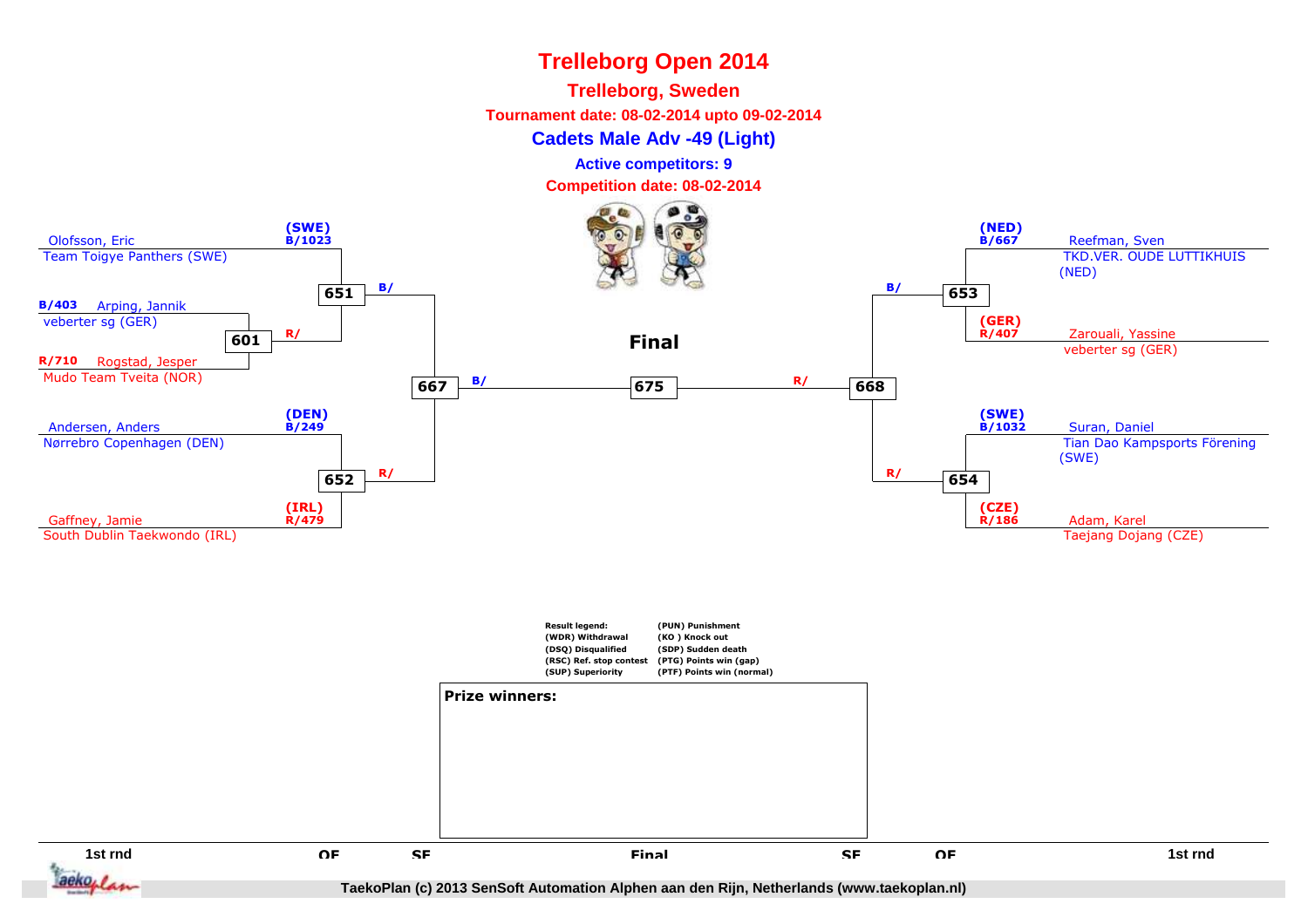# Trelleborg Open 2014

## Trelleborg, Sweden

**Tournament date: 08-02-2014 upto 09-02-2014**

## Cadets Male Adv -49 (Light)

**Active competitors: 9**

**Competition date: 08-02-2014**

(SWE) B/1023 Olofsson, Eric
Team Toigye Panthers (SWE)

B/403 Arping, Jannik
veberter sg (GER)

R/710 Rogstad, Jesper
Mudo Team Tveita (NOR)

601 → R/ → 651

651 → B/ → 667

(DEN) B/249 Andersen, Anders
Nørrebro Copenhagen (DEN)

(IRL) R/479 Gaffney, Jamie
South Dublin Taekwondo (IRL)

652 → R/ → 667

667 → B/ → 675

**Final**

675

668 → R/ → 675

(NED) B/667 Reefman, Sven
TKD.VER. OUDE LUTTIKHUIS (NED)

(GER) R/407 Zarouali, Yassine
veberter sg (GER)

653 → B/ → 668

(SWE) B/1032 Suran, Daniel
Tian Dao Kampsports Förening (SWE)

(CZE) R/186 Adam, Karel
Taejang Dojang (CZE)

654 → R/ → 668

| Result legend: | (PUN) Punishment |
|---|---|
| (WDR) Withdrawal | (KO ) Knock out |
| (DSQ) Disqualified | (SDP) Sudden death |
| (RSC) Ref. stop contest | (PTG) Points win (gap) |
| (SUP) Superiority | (PTF) Points win (normal) |

**Prize winners:**

1st rnd | QF | SF | Final | SF | QF | 1st rnd

TaekoPlan (c) 2013 SenSoft Automation Alphen aan den Rijn, Netherlands (www.taekoplan.nl)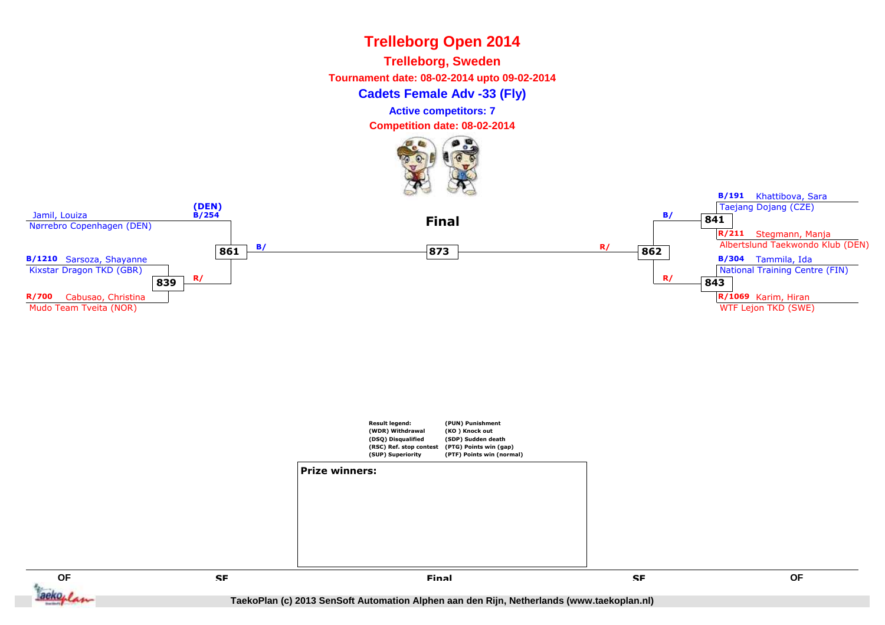# Trelleborg Open 2014

## Trelleborg, Sweden

**Tournament date: 08-02-2014 upto 09-02-2014**

## Cadets Female Adv -33 (Fly)

**Active competitors: 7**

**Competition date: 08-02-2014**

Jamil, Louiza
Nørrebro Copenhagen (DEN)

(DEN)
B/254

B/1210 Sarsoza, Shayanne
Kixstar Dragon TKD (GBR)

839

R/

R/700 Cabusao, Christina
Mudo Team Tveita (NOR)

861

B/

**Final**

873

R/

862

B/

841

B/191 Khattibova, Sara
Taejang Dojang (CZE)

R/211 Stegmann, Manja
Albertslund Taekwondo Klub (DEN)

R/

843

B/304 Tammila, Ida
National Training Centre (FIN)

R/1069 Karim, Hiran
WTF Lejon TKD (SWE)

| Result legend: | (PUN) Punishment |
|---|---|
| (WDR) Withdrawal | (KO ) Knock out |
| (DSQ) Disqualified | (SDP) Sudden death |
| (RSC) Ref. stop contest | (PTG) Points win (gap) |
| (SUP) Superiority | (PTF) Points win (normal) |

**Prize winners:**

QF SF Final SF QF

TaekoPlan (c) 2013 SenSoft Automation Alphen aan den Rijn, Netherlands (www.taekoplan.nl)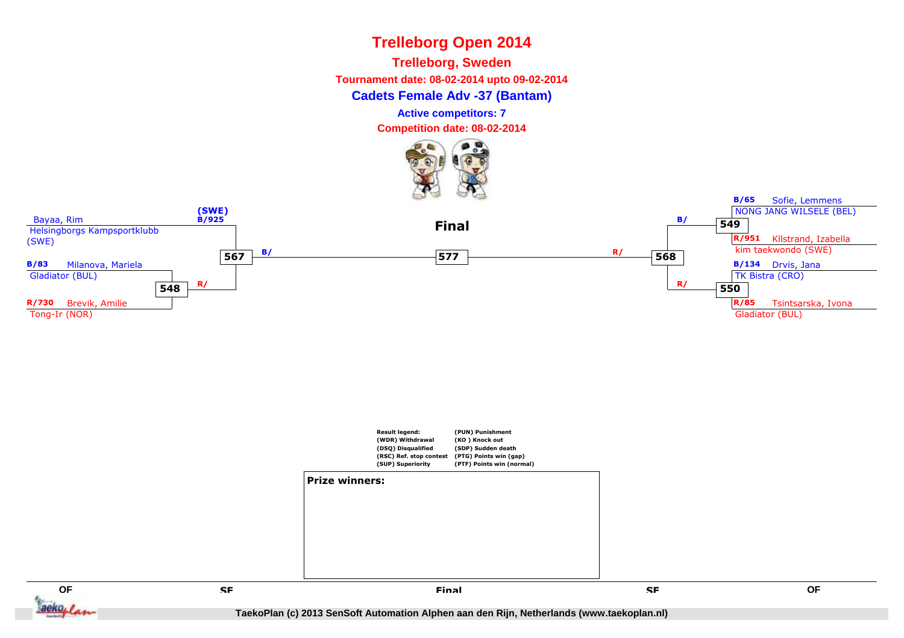# Trelleborg Open 2014

## Trelleborg, Sweden

**Tournament date: 08-02-2014 upto 09-02-2014**

**Cadets Female Adv -37 (Bantam)**

**Active competitors: 7**

**Competition date: 08-02-2014**

**Final**

### Left side

- Bayaa, Rim — Helsingborgs Kampsportklubb (SWE) — (SWE) B/925
- B/83 Milanova, Mariela — Gladiator (BUL)
- R/730 Brevik, Amilie — Tong-Ir (NOR)

Match 548: B/83 Milanova, Mariela vs R/730 Brevik, Amilie → R/

Match 567: Bayaa, Rim (B/925) vs winner 548 → B/

### Right side

- B/65 Sofie, Lemmens — NONG JANG WILSELE (BEL)
- R/951 Kllstrand, Izabella — kim taekwondo (SWE)
- B/134 Drvis, Jana — TK Bistra (CRO)
- R/85 Tsintsarska, Ivona — Gladiator (BUL)

Match 549: B/65 Sofie, Lemmens vs R/951 Kllstrand, Izabella → B/

Match 550: B/134 Drvis, Jana vs R/85 Tsintsarska, Ivona → R/

Match 568: winner 549 vs winner 550 → R/

### Final

Match 577: B/ (winner 567) vs R/ (winner 568)

| Result legend: | |
|---|---|
| (WDR) Withdrawal | (PUN) Punishment |
| (DSQ) Disqualified | (KO ) Knock out |
| (RSC) Ref. stop contest | (SDP) Sudden death |
| (SUP) Superiority | (PTG) Points win (gap) |
| | (PTF) Points win (normal) |

**Prize winners:**

QF | SF | Final | SF | QF

TaekoPlan (c) 2013 SenSoft Automation Alphen aan den Rijn, Netherlands (www.taekoplan.nl)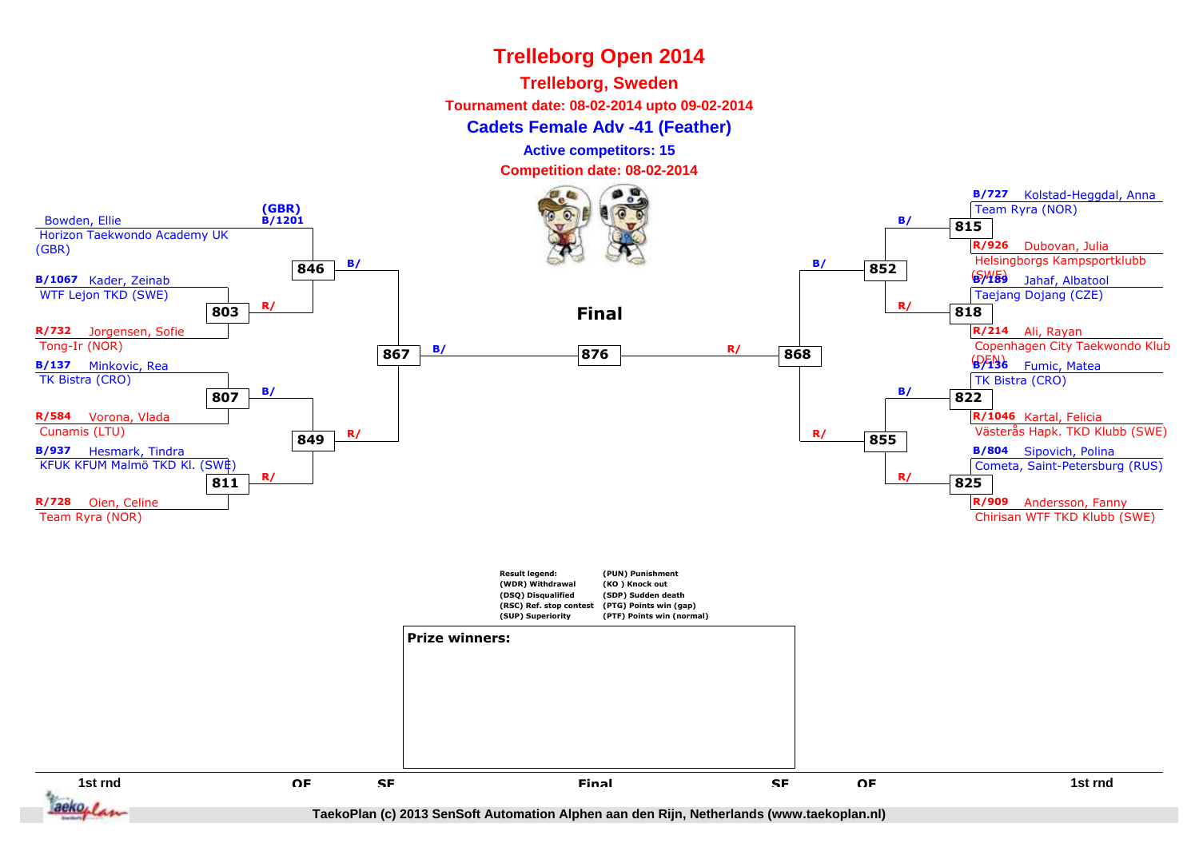# Trelleborg Open 2014

## Trelleborg, Sweden

**Tournament date: 08-02-2014 upto 09-02-2014**

### Cadets Female Adv -41 (Feather)

**Active competitors: 15**

**Competition date: 08-02-2014**

**Left side**

- Bowden, Ellie — Horizon Taekwondo Academy UK (GBR) — (GBR) B/1201
- B/1067 Kader, Zeinab — WTF Lejon TKD (SWE)
- R/732 Jorgensen, Sofie — Tong-Ir (NOR)
- B/137 Minkovic, Rea — TK Bistra (CRO)
- R/584 Vorona, Vlada — Cunamis (LTU)
- B/937 Hesmark, Tindra — KFUK KFUM Malmö TKD Kl. (SWE)
- R/728 Oien, Celine — Team Ryra (NOR)

Matches: 803 (B/1067 vs R/732) → R/; 846 (B/1201 vs winner 803) → B/; 807 (B/137 vs R/584) → B/; 811 (B/937 vs R/728) → R/; 849 (winner 807 vs winner 811) → R/; 867 (winner 846 vs winner 849) → B/

**Right side**

- B/727 Kolstad-Heggdal, Anna — Team Ryra (NOR)
- R/926 Dubovan, Julia — Helsingborgs Kampsportklubb (SWE)
- B/189 Jahaf, Albatool — Taejang Dojang (CZE)
- R/214 Ali, Rayan — Copenhagen City Taekwondo Klub (DEN)
- B/136 Fumic, Matea — TK Bistra (CRO)
- R/1046 Kartal, Felicia — Västerås Hapk. TKD Klubb (SWE)
- B/804 Sipovich, Polina — Cometa, Saint-Petersburg (RUS)
- R/909 Andersson, Fanny — Chirisan WTF TKD Klubb (SWE)

Matches: 815 (B/727 vs R/926) → B/; 818 (B/189 vs R/214) → R/; 852 (winner 815 vs winner 818) → B/; 822 (B/136 vs R/1046) → B/; 825 (B/804 vs R/909) → R/; 855 (winner 822 vs winner 825) → R/; 868 (winner 852 vs winner 855) → R/

**Final**

876: B/ (winner 867) vs R/ (winner 868)

Result legend:
- (WDR) Withdrawal
- (DSQ) Disqualified
- (RSC) Ref. stop contest
- (SUP) Superiority
- (PUN) Punishment
- (KO ) Knock out
- (SDP) Sudden death
- (PTG) Points win (gap)
- (PTF) Points win (normal)

**Prize winners:**

1st rnd | QF | SF | Final | SF | QF | 1st rnd

TaekoPlan (c) 2013 SenSoft Automation Alphen aan den Rijn, Netherlands (www.taekoplan.nl)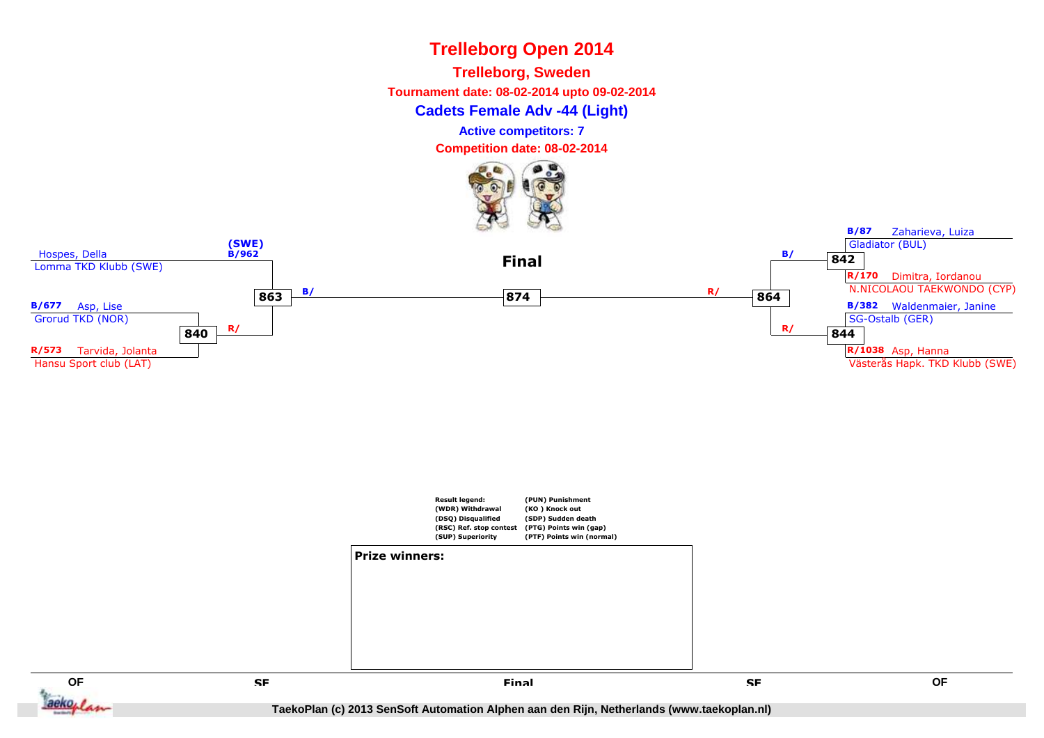# Trelleborg Open 2014

## Trelleborg, Sweden

**Tournament date: 08-02-2014 upto 09-02-2014**

### Cadets Female Adv -44 (Light)

**Active competitors: 7**

**Competition date: 08-02-2014**

**Final**

(SWE)
B/962 Hospes, Della
Lomma TKD Klubb (SWE)

B/677 Asp, Lise
Grorud TKD (NOR)

R/573 Tarvida, Jolanta
Hansu Sport club (LAT)

840 R/

863 B/

874

864 R/

842 B/

844 R/

B/87 Zaharieva, Luiza
Gladiator (BUL)

R/170 Dimitra, Iordanou
N.NICOLAOU TAEKWONDO (CYP)

B/382 Waldenmaier, Janine
SG-Ostalb (GER)

R/1038 Asp, Hanna
Västerås Hapk. TKD Klubb (SWE)

| Result legend: | (PUN) Punishment |
|---|---|
| (WDR) Withdrawal | (KO ) Knock out |
| (DSQ) Disqualified | (SDP) Sudden death |
| (RSC) Ref. stop contest | (PTG) Points win (gap) |
| (SUP) Superiority | (PTF) Points win (normal) |

**Prize winners:**

QF SF Final SF QF

TaekoPlan (c) 2013 SenSoft Automation Alphen aan den Rijn, Netherlands (www.taekoplan.nl)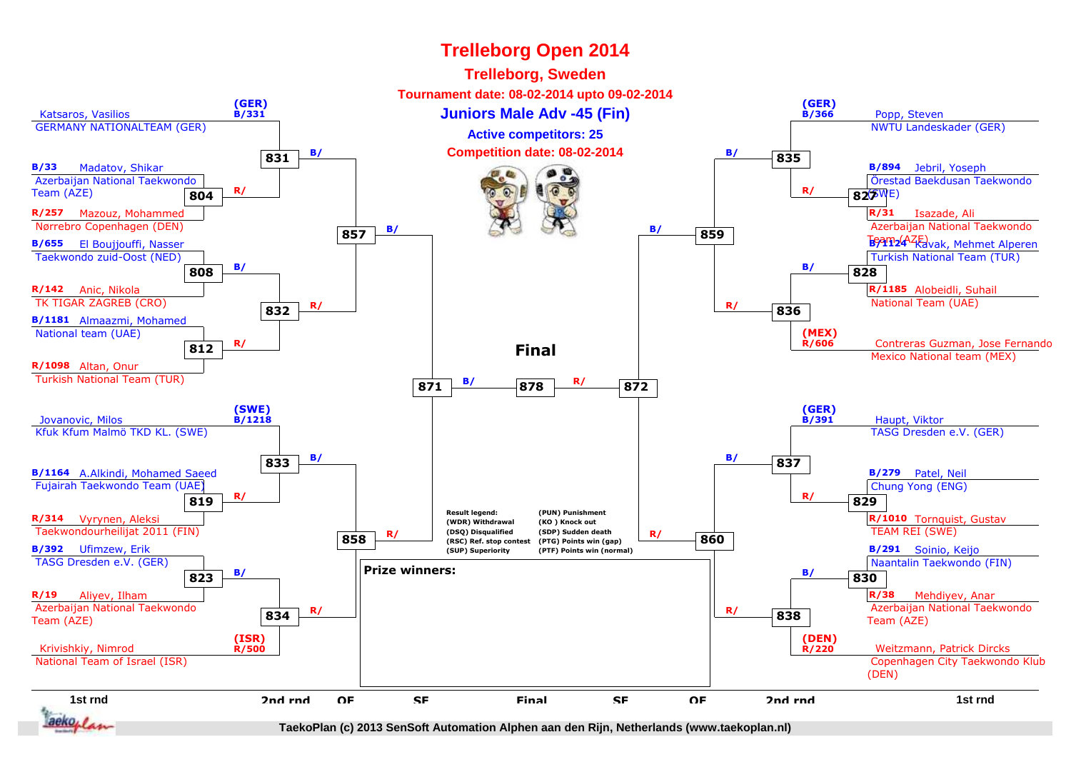# Trelleborg Open 2014

## Trelleborg, Sweden

**Tournament date: 08-02-2014 upto 09-02-2014**

**Juniors Male Adv -45 (Fin)**

**Active competitors: 25**

**Competition date: 08-02-2014**

### 1st rnd (left side)

- (GER) B/331 Katsaros, Vasilios — GERMANY NATIONALTEAM (GER)
- B/33 Madatov, Shikar — Azerbaijan National Taekwondo Team (AZE)
- R/257 Mazouz, Mohammed — Nørrebro Copenhagen (DEN)
- B/655 El Boujjouffi, Nasser — Taekwondo zuid-Oost (NED)
- R/142 Anic, Nikola — TK TIGAR ZAGREB (CRO)
- B/1181 Almaazmi, Mohamed — National team (UAE)
- R/1098 Altan, Onur — Turkish National Team (TUR)
- (SWE) B/1218 Jovanovic, Milos — Kfuk Kfum Malmö TKD KL. (SWE)
- B/1164 A.Alkindi, Mohamed Saeed — Fujairah Taekwondo Team (UAE)
- R/314 Vyrynen, Aleksi — Taekwondourheilijat 2011 (FIN)
- B/392 Ufimzew, Erik — TASG Dresden e.V. (GER)
- R/19 Aliyev, Ilham — Azerbaijan National Taekwondo Team (AZE)
- (ISR) R/500 Krivishkiy, Nimrod — National Team of Israel (ISR)

### 1st rnd (right side)

- (GER) B/366 Popp, Steven — NWTU Landeskader (GER)
- B/894 Jebril, Yoseph — Örestad Baekdusan Taekwondo (SWE)
- R/31 Isazade, Ali — Azerbaijan National Taekwondo Team (AZE)
- B/1124 Kavak, Mehmet Alperen — Turkish National Team (TUR)
- R/1185 Alobeidli, Suhail — National Team (UAE)
- (MEX) R/606 Contreras Guzman, Jose Fernando — Mexico National team (MEX)
- (GER) B/391 Haupt, Viktor — TASG Dresden e.V. (GER)
- B/279 Patel, Neil — Chung Yong (ENG)
- R/1010 Tornquist, Gustav — TEAM REI (SWE)
- B/291 Soinio, Keijo — Naantalin Taekwondo (FIN)
- R/38 Mehdiyev, Anar — Azerbaijan National Taekwondo Team (AZE)
- (DEN) R/220 Weitzmann, Patrick Dircks — Copenhagen City Taekwondo Klub (DEN)

### Bracket matches

- 1st rnd: 804, 808, 812, 819, 823 (left); 827, 828, 829, 830 (right)
- 2nd rnd: 831, 832, 833, 834 (left); 835, 836, 837, 838 (right)
- QF: 857, 858 (left); 859, 860 (right)
- SF: 871 (left); 872 (right)
- **Final**: 878

Result legend:
- (WDR) Withdrawal
- (DSQ) Disqualified
- (RSC) Ref. stop contest
- (SUP) Superiority
- (PUN) Punishment
- (KO ) Knock out
- (SDP) Sudden death
- (PTG) Points win (gap)
- (PTF) Points win (normal)

**Prize winners:**

1st rnd | 2nd rnd | QF | SF | Final | SF | QF | 2nd rnd | 1st rnd

TaekoPlan (c) 2013 SenSoft Automation Alphen aan den Rijn, Netherlands (www.taekoplan.nl)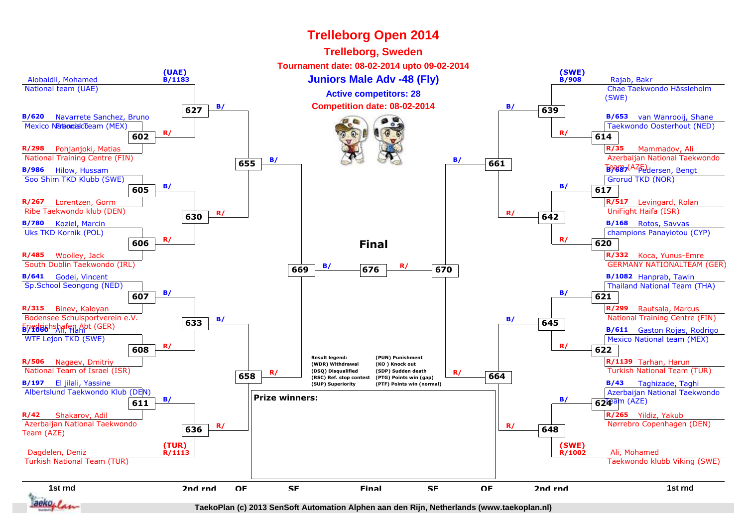# Trelleborg Open 2014

## Trelleborg, Sweden

**Tournament date: 08-02-2014 upto 09-02-2014**

## Juniors Male Adv -48 (Fly)

**Active competitors: 28**

**Competition date: 08-02-2014**

### Left side (1st rnd)

| Seed | Name | Club | Match |
|---|---|---|---|
| (UAE) B/1183 | Alobaidli, Mohamed | National team (UAE) | 627 |
| B/620 | Navarrete Sanchez, Bruno | Mexico National Team (MEX) | 602 |
| R/298 | Pohjanjoki, Matias | National Training Centre (FIN) | 602 |
| B/986 | Hilow, Hussam | Soo Shim TKD Klubb (SWE) | 605 |
| R/267 | Lorentzen, Gorm | Ribe Taekwondo klub (DEN) | 605 |
| B/780 | Koziel, Marcin | Uks TKD Kornik (POL) | 606 |
| R/485 | Woolley, Jack | South Dublin Taekwondo (IRL) | 606 |
| B/641 | Godei, Vincent | Sp.School Seongong (NED) | 607 |
| R/315 | Binev, Kaloyan | Bodensee Schulsportverein e.V. Friedrichshafen Abt (GER) | 607 |
| B/1060 | Ali, Hani | WTF Lejon TKD (SWE) | 608 |
| R/506 | Nagaev, Dmitriy | National Team of Israel (ISR) | 608 |
| B/197 | El jilali, Yassine | Albertslund Taekwondo Klub (DEN) | 611 |
| R/42 | Shakarov, Adil | Azerbaijan National Taekwondo Team (AZE) | 611 |
| (TUR) R/1113 | Dagdelen, Deniz | Turkish National Team (TUR) | 636 |

### Right side (1st rnd)

| Seed | Name | Club | Match |
|---|---|---|---|
| (SWE) B/908 | Rajab, Bakr | Chae Taekwondo Hässleholm (SWE) | 639 |
| B/653 | van Wanrooij, Shane | Taekwondo Oosterhout (NED) | 614 |
| R/35 | Mammadov, Ali | Azerbaijan National Taekwondo Team (AZE) | 614 |
| B/687 | Pedersen, Bengt | Grorud TKD (NOR) | 617 |
| R/517 | Levingard, Rolan | UniFight Haifa (ISR) | 617 |
| B/168 | Rotos, Savvas | champions Panayiotou (CYP) | 620 |
| R/332 | Koca, Yunus-Emre | GERMANY NATIONALTEAM (GER) | 620 |
| B/1082 | Hanprab, Tawin | Thailand National Team (THA) | 621 |
| R/299 | Rautsala, Marcus | National Training Centre (FIN) | 621 |
| B/611 | Gaston Rojas, Rodrigo | Mexico National team (MEX) | 622 |
| R/1139 | Tarhan, Harun | Turkish National Team (TUR) | 622 |
| B/43 | Taghizade, Taghi | Azerbaijan National Taekwondo Team (AZE) | 624 |
| R/265 | Yildiz, Yakub | Nørrebro Copenhagen (DEN) | 624 |
| (SWE) R/1002 | Ali, Mohamed | Taekwondo klubb Viking (SWE) | 648 |

### Bracket

- 2nd rnd (left): 627 (602 winner vs Alobaidli), 630 (605 vs 606), 633 (607 vs 608), 636 (611 vs Dagdelen)
- QF (left): 655 (627 vs 630), 658 (633 vs 636)
- SF (left): 669 (655 vs 658)
- 2nd rnd (right): 639 (Rajab vs 614), 642 (617 vs 620), 645 (621 vs 622), 648 (624 vs Ali)
- QF (right): 661 (639 vs 642), 664 (645 vs 648)
- SF (right): 670 (661 vs 664)
- **Final**: 676 (669 vs 670)

1st rnd — 2nd rnd — QF — SF — Final — SF — QF — 2nd rnd — 1st rnd

**Result legend:**

| | |
|---|---|
| (WDR) Withdrawal | (PUN) Punishment |
| (DSQ) Disqualified | (KO ) Knock out |
| (RSC) Ref. stop contest | (SDP) Sudden death |
| (SUP) Superiority | (PTG) Points win (gap) |
| | (PTF) Points win (normal) |

**Prize winners:**

TaekoPlan (c) 2013 SenSoft Automation Alphen aan den Rijn, Netherlands (www.taekoplan.nl)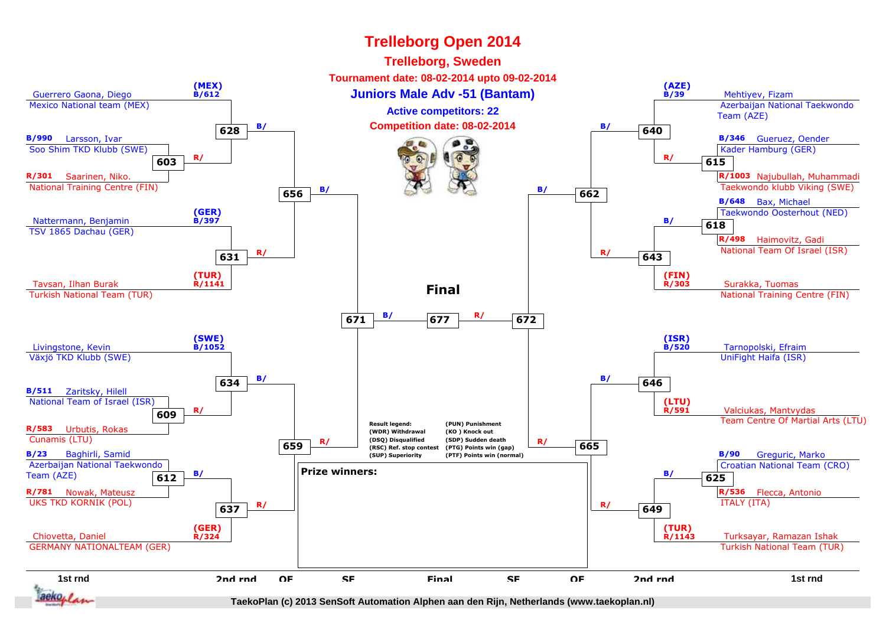# Trelleborg Open 2014

## Trelleborg, Sweden

**Tournament date: 08-02-2014 upto 09-02-2014**

### Juniors Male Adv -51 (Bantam)

**Active competitors: 22**

**Competition date: 08-02-2014**

| Seed | Name | Club | Match |
|---|---|---|---|
| (MEX) B/612 | Guerrero Gaona, Diego | Mexico National team (MEX) | 628 |
| B/990 | Larsson, Ivar | Soo Shim TKD Klubb (SWE) | 603 |
| R/301 | Saarinen, Niko. | National Training Centre (FIN) | 603 |
| (GER) B/397 | Nattermann, Benjamin | TSV 1865 Dachau (GER) | 631 |
| (TUR) R/1141 | Tavsan, Ilhan Burak | Turkish National Team (TUR) | 631 |
| (SWE) B/1052 | Livingstone, Kevin | Växjö TKD Klubb (SWE) | 634 |
| B/511 | Zaritsky, Hilell | National Team of Israel (ISR) | 609 |
| R/583 | Urbutis, Rokas | Cunamis (LTU) | 609 |
| B/23 | Baghirli, Samid | Azerbaijan National Taekwondo Team (AZE) | 612 |
| R/781 | Nowak, Mateusz | UKS TKD KORNIK (POL) | 612 |
| (GER) R/324 | Chiovetta, Daniel | GERMANY NATIONALTEAM (GER) | 637 |
| (AZE) B/39 | Mehtiyev, Fizam | Azerbaijan National Taekwondo Team (AZE) | 640 |
| B/346 | Gueruez, Oender | Kader Hamburg (GER) | 615 |
| R/1003 | Najubullah, Muhammadi | Taekwondo klubb Viking (SWE) | 615 |
| B/648 | Bax, Michael | Taekwondo Oosterhout (NED) | 618 |
| R/498 | Haimovitz, Gadi | National Team Of Israel (ISR) | 618 |
| (FIN) R/303 | Surakka, Tuomas | National Training Centre (FIN) | 643 |
| (ISR) B/520 | Tarnopolski, Efraim | UniFight Haifa (ISR) | 646 |
| (LTU) R/591 | Valciukas, Mantvydas | Team Centre Of Martial Arts (LTU) | 646 |
| B/90 | Greguric, Marko | Croatian National Team (CRO) | 625 |
| R/536 | Flecca, Antonio | ITALY (ITA) | 625 |
| (TUR) R/1143 | Turksayar, Ramazan Ishak | Turkish National Team (TUR) | 649 |

Bracket progression:

- 603 → 628 (R/); 628 (B/) → 656; 631 (R/) → 656; 656 (B/) → 671
- 609 → 634 (R/); 634 (B/) → 659; 612 → 637 (B/); 637 (R/) → 659; 659 (R/) → 671
- 615 → 640 (R/); 640 (B/) → 662; 618 → 643 (B/); 643 (R/) → 662; 662 (B/) → 672
- 646 (B/) → 665; 625 → 649 (B/); 649 (R/) → 665; 665 (R/) → 672
- **Final**: 671 (B/) — 677 — 672 (R/)

Result legend:

- (WDR) Withdrawal
- (DSQ) Disqualified
- (RSC) Ref. stop contest
- (SUP) Superiority
- (PUN) Punishment
- (KO ) Knock out
- (SDP) Sudden death
- (PTG) Points win (gap)
- (PTF) Points win (normal)

**Prize winners:**

1st rnd | 2nd rnd | QF | SF | Final | SF | QF | 2nd rnd | 1st rnd

TaekoPlan (c) 2013 SenSoft Automation Alphen aan den Rijn, Netherlands (www.taekoplan.nl)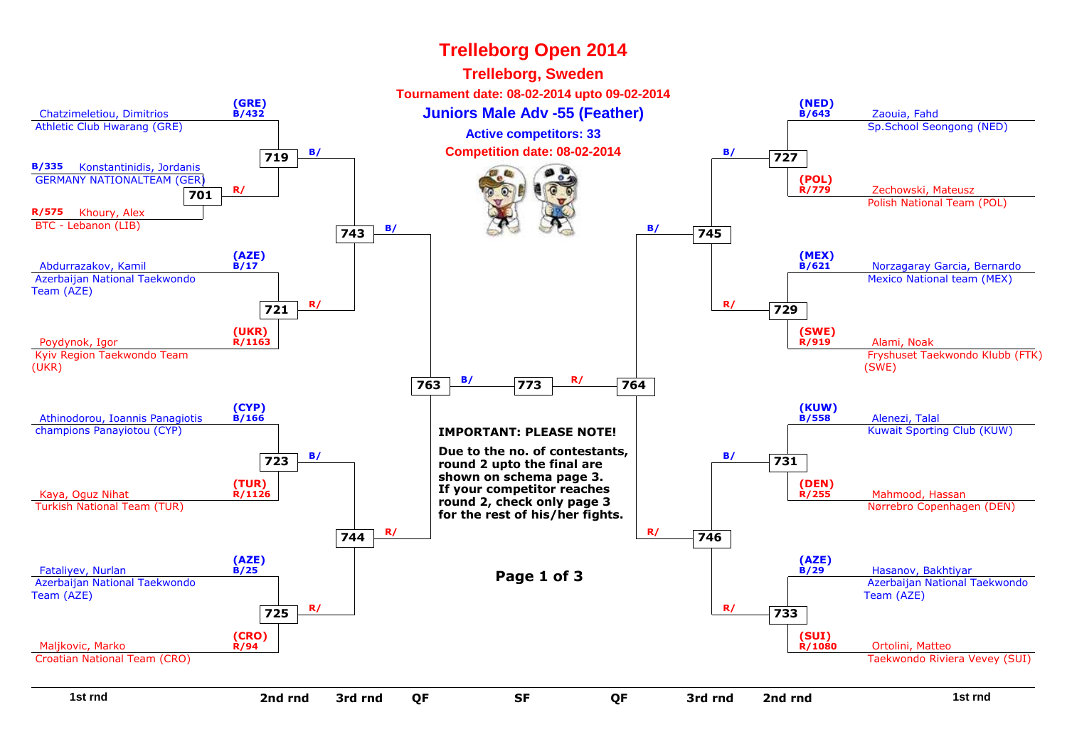# Trelleborg Open 2014

## Trelleborg, Sweden

**Tournament date: 08-02-2014 upto 09-02-2014**

## Juniors Male Adv -55 (Feather)

**Active competitors: 33**

**Competition date: 08-02-2014**

### 1st round / 2nd round (left side)

| Match | Blue | Red |
| --- | --- | --- |
| 701 | B/335 Konstantinidis, Jordanis – GERMANY NATIONALTEAM (GER) | R/575 Khoury, Alex – BTC - Lebanon (LIB) |
| 719 | (GRE) B/432 Chatzimeletiou, Dimitrios – Athletic Club Hwarang (GRE) | R/ (winner 701) |
| 721 | (AZE) B/17 Abdurrazakov, Kamil – Azerbaijan National Taekwondo Team (AZE) | (UKR) R/1163 Poydynok, Igor – Kyiv Region Taekwondo Team (UKR) |
| 723 | (CYP) B/166 Athinodorou, Ioannis Panagiotis – champions Panayiotou (CYP) | (TUR) R/1126 Kaya, Oguz Nihat – Turkish National Team (TUR) |
| 725 | (AZE) B/25 Fataliyev, Nurlan – Azerbaijan National Taekwondo Team (AZE) | (CRO) R/94 Maljkovic, Marko – Croatian National Team (CRO) |

### 2nd round (right side)

| Match | Blue | Red |
| --- | --- | --- |
| 727 | (NED) B/643 Zaouia, Fahd – Sp.School Seongong (NED) | (POL) R/779 Zechowski, Mateusz – Polish National Team (POL) |
| 729 | (MEX) B/621 Norzagaray Garcia, Bernardo – Mexico National team (MEX) | (SWE) R/919 Alami, Noak – Fryshuset Taekwondo Klubb (FTK) (SWE) |
| 731 | (KUW) B/558 Alenezi, Talal – Kuwait Sporting Club (KUW) | (DEN) R/255 Mahmood, Hassan – Nørrebro Copenhagen (DEN) |
| 733 | (AZE) B/29 Hasanov, Bakhtiyar – Azerbaijan National Taekwondo Team (AZE) | (SUI) R/1080 Ortolini, Matteo – Taekwondo Riviera Vevey (SUI) |

### Later rounds

| Round | Match | Blue | Red |
| --- | --- | --- | --- |
| 3rd rnd | 743 | B/ (winner 719) | R/ (winner 721) |
| 3rd rnd | 744 | B/ (winner 723) | R/ (winner 725) |
| 3rd rnd | 745 | B/ (winner 727) | R/ (winner 729) |
| 3rd rnd | 746 | B/ (winner 731) | R/ (winner 733) |
| QF | 763 | B/ (winner 743) | R/ (winner 744) |
| QF | 764 | B/ (winner 745) | R/ (winner 746) |
| SF | 773 | B/ (winner 763) | R/ (winner 764) |

**IMPORTANT: PLEASE NOTE!**

**Due to the no. of contestants, round 2 upto the final are shown on schema page 3. If your competitor reaches round 2, check only page 3 for the rest of his/her fights.**

**Page 1 of 3**

1st rnd | 2nd rnd | 3rd rnd | QF | SF | QF | 3rd rnd | 2nd rnd | 1st rnd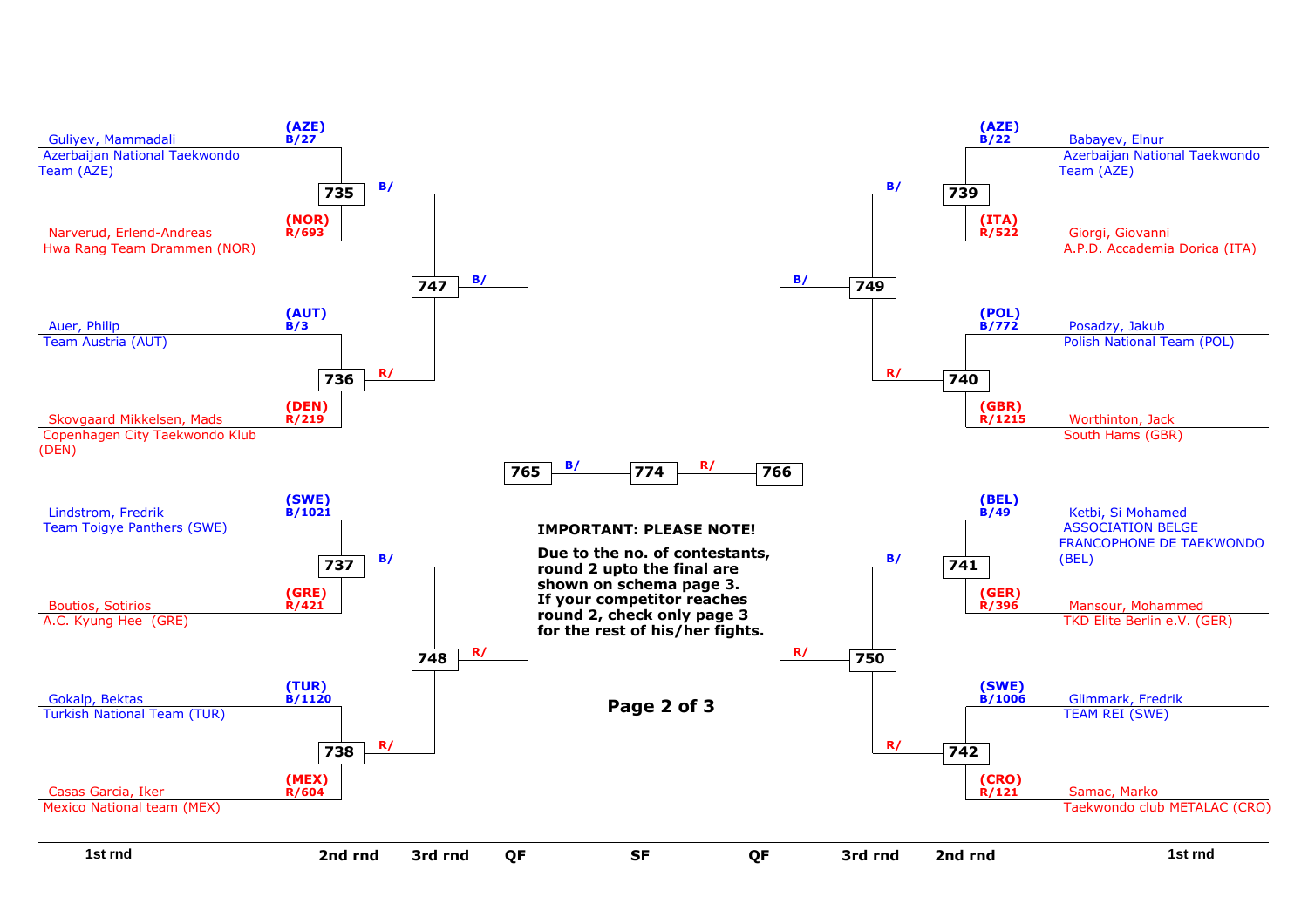## Left bracket

| Bout | Blue | Red |
|---|---|---|
| 735 | (AZE) B/27 Guliyev, Mammadali – Azerbaijan National Taekwondo Team (AZE) | (NOR) R/693 Narverud, Erlend-Andreas – Hwa Rang Team Drammen (NOR) |
| 736 | (AUT) B/3 Auer, Philip – Team Austria (AUT) | (DEN) R/219 Skovgaard Mikkelsen, Mads – Copenhagen City Taekwondo Klub (DEN) |
| 737 | (SWE) B/1021 Lindstrom, Fredrik – Team Toigye Panthers (SWE) | (GRE) R/421 Boutios, Sotirios – A.C. Kyung Hee (GRE) |
| 738 | (TUR) B/1120 Gokalp, Bektas – Turkish National Team (TUR) | (MEX) R/604 Casas Garcia, Iker – Mexico National team (MEX) |

- 747: B/ winner 735 – R/ winner 736
- 748: B/ winner 737 – R/ winner 738
- 765 (QF): B/ winner 747 – R/ winner 748

## Right bracket

| Bout | Blue | Red |
|---|---|---|
| 739 | (AZE) B/22 Babayev, Elnur – Azerbaijan National Taekwondo Team (AZE) | (ITA) R/522 Giorgi, Giovanni – A.P.D. Accademia Dorica (ITA) |
| 740 | (POL) B/772 Posadzy, Jakub – Polish National Team (POL) | (GBR) R/1215 Worthinton, Jack – South Hams (GBR) |
| 741 | (BEL) B/49 Ketbi, Si Mohamed – ASSOCIATION BELGE FRANCOPHONE DE TAEKWONDO (BEL) | (GER) R/396 Mansour, Mohammed – TKD Elite Berlin e.V. (GER) |
| 742 | (SWE) B/1006 Glimmark, Fredrik – TEAM REI (SWE) | (CRO) R/121 Samac, Marko – Taekwondo club METALAC (CRO) |

- 749: B/ winner 739 – R/ winner 740
- 750: B/ winner 741 – R/ winner 742
- 766 (QF): B/ winner 749 – R/ winner 750

## SF

- 774: B/ winner 765 – R/ winner 766

1st rnd | 2nd rnd | 3rd rnd | QF | SF | QF | 3rd rnd | 2nd rnd | 1st rnd

**IMPORTANT: PLEASE NOTE!**

**Due to the no. of contestants, round 2 upto the final are shown on schema page 3. If your competitor reaches round 2, check only page 3 for the rest of his/her fights.**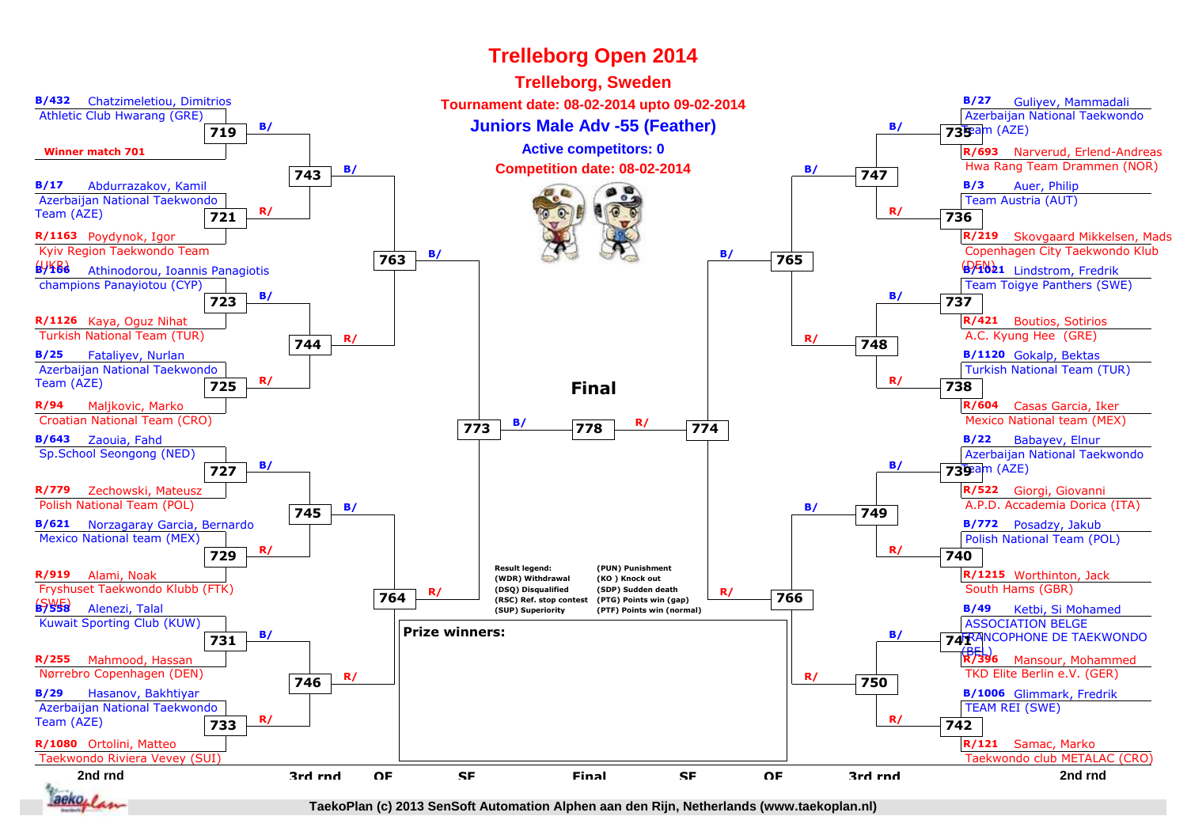# Trelleborg Open 2014

## Trelleborg, Sweden

**Tournament date: 08-02-2014 upto 09-02-2014**

## Juniors Male Adv -55 (Feather)

**Active competitors: 0**

**Competition date: 08-02-2014**

### Left side (2nd rnd)

| Match | Blue (B) | Red (R) |
|---|---|---|
| 719 | B/432 Chatzimeletiou, Dimitrios — Athletic Club Hwarang (GRE) | Winner match 701 |
| 721 | B/17 Abdurrazakov, Kamil — Azerbaijan National Taekwondo Team (AZE) | R/1163 Poydynok, Igor — Kyiv Region Taekwondo Team (UKR) |
| 723 | B/166 Athinodorou, Ioannis Panagiotis — champions Panayiotou (CYP) | R/1126 Kaya, Oguz Nihat — Turkish National Team (TUR) |
| 725 | B/25 Fataliyev, Nurlan — Azerbaijan National Taekwondo Team (AZE) | R/94 Maljkovic, Marko — Croatian National Team (CRO) |
| 727 | B/643 Zaouia, Fahd — Sp.School Seongong (NED) | R/779 Zechowski, Mateusz — Polish National Team (POL) |
| 729 | B/621 Norzagaray Garcia, Bernardo — Mexico National team (MEX) | R/919 Alami, Noak — Fryshuset Taekwondo Klubb (FTK) (SWE) |
| 731 | B/558 Alenezi, Talal — Kuwait Sporting Club (KUW) | R/255 Mahmood, Hassan — Nørrebro Copenhagen (DEN) |
| 733 | B/29 Hasanov, Bakhtiyar — Azerbaijan National Taekwondo Team (AZE) | R/1080 Ortolini, Matteo — Taekwondo Riviera Vevey (SUI) |

3rd rnd: 743 (719 vs 721), 744 (723 vs 725), 745 (727 vs 729), 746 (731 vs 733)

QF: 763 (743 vs 744), 764 (745 vs 746)

SF: 773 (763 vs 764)

### Right side (2nd rnd)

| Match | Blue (B) | Red (R) |
|---|---|---|
| 735 | B/27 Guliyev, Mammadali — Azerbaijan National Taekwondo Team (AZE) | R/693 Narverud, Erlend-Andreas — Hwa Rang Team Drammen (NOR) |
| 736 | B/3 Auer, Philip — Team Austria (AUT) | R/219 Skovgaard Mikkelsen, Mads — Copenhagen City Taekwondo Klub (DEN) |
| 737 | B/1021 Lindstrom, Fredrik — Team Toigye Panthers (SWE) | R/421 Boutios, Sotirios — A.C. Kyung Hee (GRE) |
| 738 | B/1120 Gokalp, Bektas — Turkish National Team (TUR) | R/604 Casas Garcia, Iker — Mexico National team (MEX) |
| 739 | B/22 Babayev, Elnur — Azerbaijan National Taekwondo Team (AZE) | R/522 Giorgi, Giovanni — A.P.D. Accademia Dorica (ITA) |
| 740 | B/772 Posadzy, Jakub — Polish National Team (POL) | R/1215 Worthinton, Jack — South Hams (GBR) |
| 741 | B/49 Ketbi, Si Mohamed — ASSOCIATION BELGE FRANCOPHONE DE TAEKWONDO (BEL) | R/396 Mansour, Mohammed — TKD Elite Berlin e.V. (GER) |
| 742 | B/1006 Glimmark, Fredrik — TEAM REI (SWE) | R/121 Samac, Marko — Taekwondo club METALAC (CRO) |

3rd rnd: 747 (735 vs 736), 748 (737 vs 738), 749 (739 vs 740), 750 (741 vs 742)

QF: 765 (747 vs 748), 766 (749 vs 750)

SF: 774 (765 vs 766)

### Final

778 (773 vs 774)

**Prize winners:**

Result legend:
- (WDR) Withdrawal
- (DSQ) Disqualified
- (RSC) Ref. stop contest
- (SUP) Superiority
- (PUN) Punishment
- (KO ) Knock out
- (SDP) Sudden death
- (PTG) Points win (gap)
- (PTF) Points win (normal)

2nd rnd | 3rd rnd | QF | SF | Final | SF | QF | 3rd rnd | 2nd rnd

TaekoPlan (c) 2013 SenSoft Automation Alphen aan den Rijn, Netherlands (www.taekoplan.nl)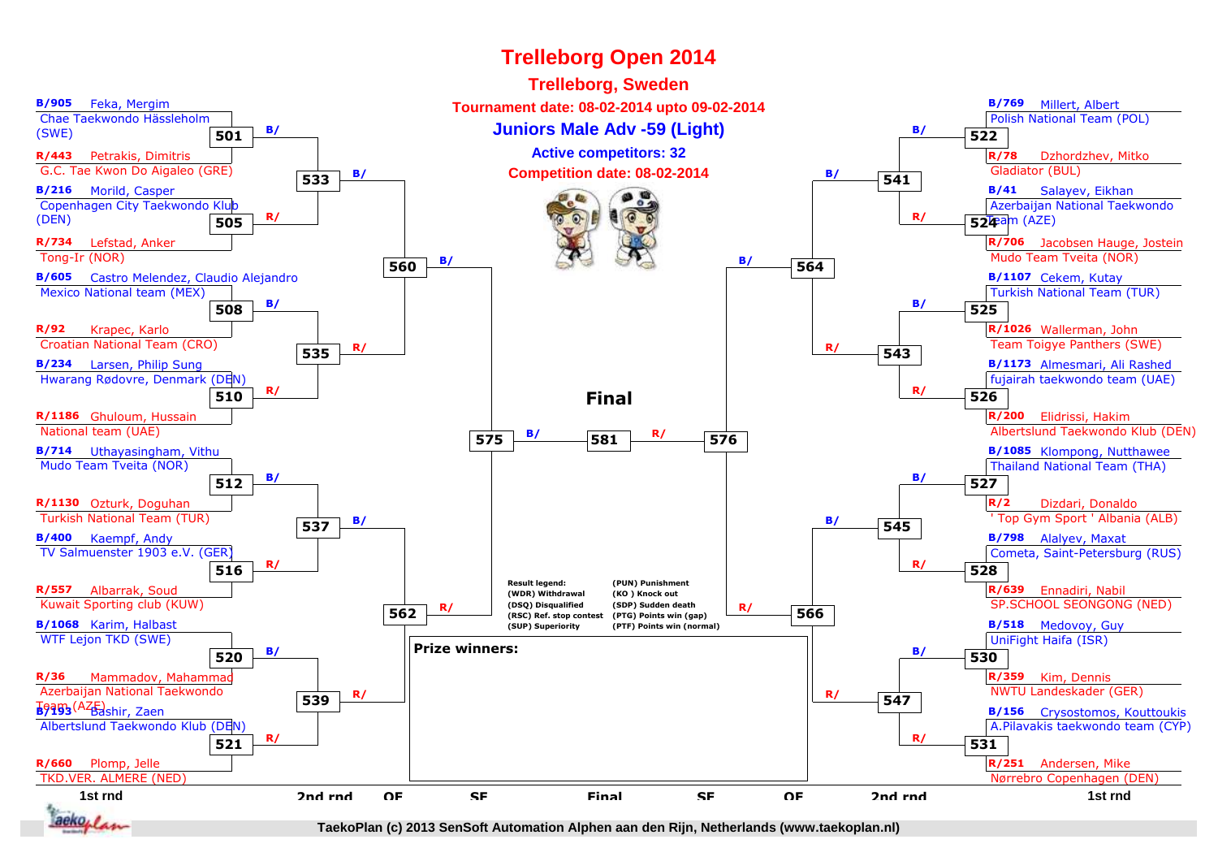# Trelleborg Open 2014

## Trelleborg, Sweden

**Tournament date: 08-02-2014 upto 09-02-2014**

**Juniors Male Adv -59 (Light)**

**Active competitors: 32**

**Competition date: 08-02-2014**

### Left bracket

| Match | Blue | Red |
|---|---|---|
| 501 | B/905 Feka, Mergim – Chae Taekwondo Hässleholm (SWE) | R/443 Petrakis, Dimitris – G.C. Tae Kwon Do Aigaleo (GRE) |
| 505 | B/216 Morild, Casper – Copenhagen City Taekwondo Klub (DEN) | R/734 Lefstad, Anker – Tong-Ir (NOR) |
| 508 | B/605 Castro Melendez, Claudio Alejandro – Mexico National team (MEX) | R/92 Krapec, Karlo – Croatian National Team (CRO) |
| 510 | B/234 Larsen, Philip Sung – Hwarang Rødovre, Denmark (DEN) | R/1186 Ghuloum, Hussain – National team (UAE) |
| 512 | B/714 Uthayasingham, Vithu – Mudo Team Tveita (NOR) | R/1130 Ozturk, Doguhan – Turkish National Team (TUR) |
| 516 | B/400 Kaempf, Andy – TV Salmuenster 1903 e.V. (GER) | R/557 Albarrak, Soud – Kuwait Sporting club (KUW) |
| 520 | B/1068 Karim, Halbast – WTF Lejon TKD (SWE) | R/36 Mammadov, Mahammad – Azerbaijan National Taekwondo Team (AZE) |
| 521 | B/193 Bashir, Zaen – Albertslund Taekwondo Klub (DEN) | R/660 Plomp, Jelle – TKD.VER. ALMERE (NED) |

2nd rnd: 533 (501 / 505), 535 (508 / 510), 537 (512 / 516), 539 (520 / 521)

QF: 560 (533 / 535), 562 (537 / 539)

SF: 575 (560 / 562)

### Right bracket

| Match | Blue | Red |
|---|---|---|
| 522 | B/769 Millert, Albert – Polish National Team (POL) | R/78 Dzhordzhev, Mitko – Gladiator (BUL) |
| 524 | B/41 Salayev, Eikhan – Azerbaijan National Taekwondo Team (AZE) | R/706 Jacobsen Hauge, Jostein – Mudo Team Tveita (NOR) |
| 525 | B/1107 Cekem, Kutay – Turkish National Team (TUR) | R/1026 Wallerman, John – Team Toigye Panthers (SWE) |
| 526 | B/1173 Almesmari, Ali Rashed – fujairah taekwondo team (UAE) | R/200 Elidrissi, Hakim – Albertslund Taekwondo Klub (DEN) |
| 527 | B/1085 Klompong, Nutthawee – Thailand National Team (THA) | R/2 Dizdari, Donaldo – ' Top Gym Sport ' Albania (ALB) |
| 528 | B/798 Alalyev, Maxat – Cometa, Saint-Petersburg (RUS) | R/639 Ennadiri, Nabil – SP.SCHOOL SEONGONG (NED) |
| 530 | B/518 Medovoy, Guy – UniFight Haifa (ISR) | R/359 Kim, Dennis – NWTU Landeskader (GER) |
| 531 | B/156 Crysostomos, Kouttoukis – A.Pilavakis taekwondo team (CYP) | R/251 Andersen, Mike – Nørrebro Copenhagen (DEN) |

2nd rnd: 541 (522 / 524), 543 (525 / 526), 545 (527 / 528), 547 (530 / 531)

QF: 564 (541 / 543), 566 (545 / 547)

SF: 576 (564 / 566)

### Final

581: B/ (575) – R/ (576)

**Result legend:**

| | |
|---|---|
| (WDR) Withdrawal | (PUN) Punishment |
| (DSQ) Disqualified | (KO ) Knock out |
| (RSC) Ref. stop contest | (SDP) Sudden death |
| (SUP) Superiority | (PTG) Points win (gap) |
| | (PTF) Points win (normal) |

**Prize winners:**

1st rnd | 2nd rnd | QF | SF | Final | SF | QF | 2nd rnd | 1st rnd

TaekoPlan (c) 2013 SenSoft Automation Alphen aan den Rijn, Netherlands (www.taekoplan.nl)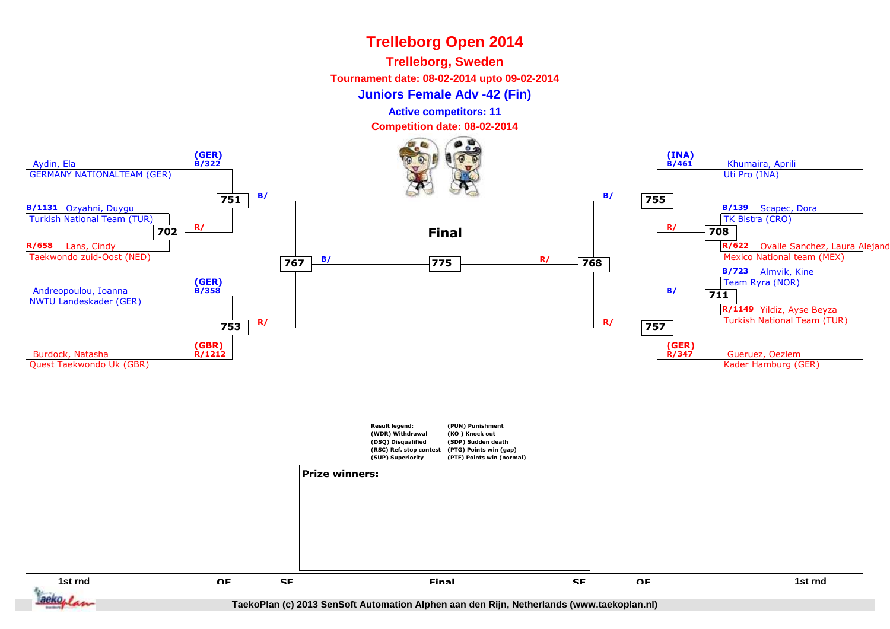# Trelleborg Open 2014

## Trelleborg, Sweden

**Tournament date: 08-02-2014 upto 09-02-2014**

### Juniors Female Adv -42 (Fin)

**Active competitors: 11**

**Competition date: 08-02-2014**

**Final**

Aydin, Ela — GERMANY NATIONALTEAM (GER) — (GER) B/322

B/1131 Ozyahni, Duygu — Turkish National Team (TUR)

R/658 Lans, Cindy — Taekwondo zuid-Oost (NED)

702 R/

751 B/

Andreopoulou, Ioanna — NWTU Landeskader (GER) — (GER) B/358

Burdock, Natasha — Quest Taekwondo Uk (GBR) — (GBR) R/1212

753 R/

767 B/

775

768 R/

Khumaira, Aprili — Uti Pro (INA) — (INA) B/461

B/139 Scapec, Dora — TK Bistra (CRO)

R/622 Ovalle Sanchez, Laura Alejand — Mexico National team (MEX)

708 R/

755 B/

B/723 Almvik, Kine — Team Ryra (NOR)

R/1149 Yildiz, Ayse Beyza — Turkish National Team (TUR)

711 B/

Gueruez, Oezlem — Kader Hamburg (GER) — (GER) R/347

757 R/

| Result legend: | |
|---|---|
| (WDR) Withdrawal | (PUN) Punishment |
| (DSQ) Disqualified | (KO ) Knock out |
| (RSC) Ref. stop contest | (SDP) Sudden death |
| (SUP) Superiority | (PTG) Points win (gap) |
| | (PTF) Points win (normal) |

**Prize winners:**

1st rnd | QF | SF | Final | SF | QF | 1st rnd

TaekoPlan (c) 2013 SenSoft Automation Alphen aan den Rijn, Netherlands (www.taekoplan.nl)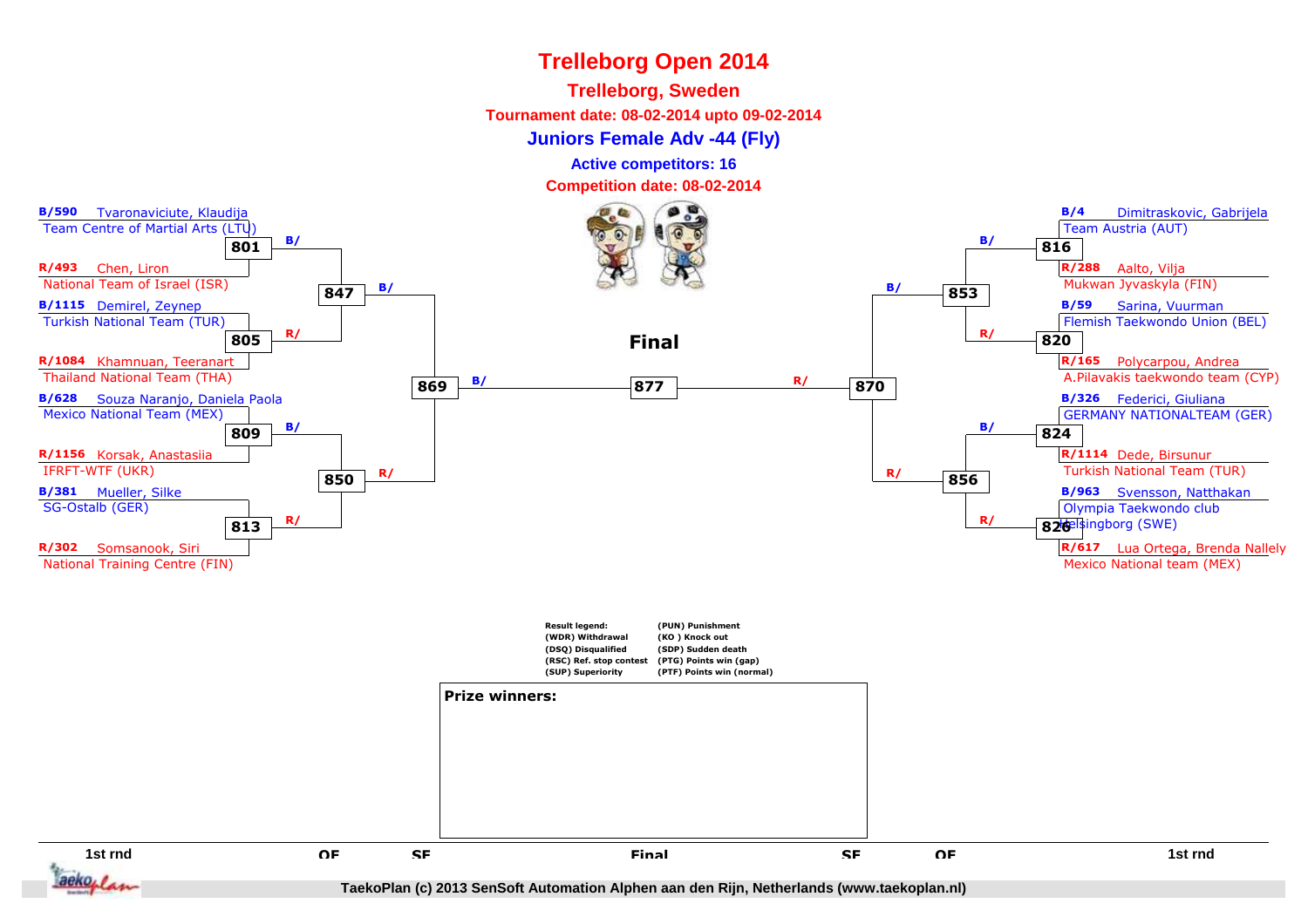# Trelleborg Open 2014

## Trelleborg, Sweden

**Tournament date: 08-02-2014 upto 09-02-2014**

### Juniors Female Adv -44 (Fly)

**Active competitors: 16**

**Competition date: 08-02-2014**

**Final**

| 1st rnd | Match | QF | SF | Final | SF | QF | Match | 1st rnd |
|---|---|---|---|---|---|---|---|---|
| B/590 Tvaronaviciute, Klaudija – Team Centre of Martial Arts (LTU) | 801 B/ | 847 B/ | 869 B/ | 877 | 870 R/ | 853 B/ | 816 B/ | B/4 Dimitraskovic, Gabrijela – Team Austria (AUT) |
| R/493 Chen, Liron – National Team of Israel (ISR) | | | | | | | | R/288 Aalto, Vilja – Mukwan Jyvaskyla (FIN) |
| B/1115 Demirel, Zeynep – Turkish National Team (TUR) | 805 R/ | | | | | | 820 R/ | B/59 Sarina, Vuurman – Flemish Taekwondo Union (BEL) |
| R/1084 Khamnuan, Teeranart – Thailand National Team (THA) | | | | | | | | R/165 Polycarpou, Andrea – A.Pilavakis taekwondo team (CYP) |
| B/628 Souza Naranjo, Daniela Paola – Mexico National Team (MEX) | 809 B/ | 850 R/ | | | | 856 R/ | 824 B/ | B/326 Federici, Giuliana – GERMANY NATIONALTEAM (GER) |
| R/1156 Korsak, Anastasiia – IFRFT-WTF (UKR) | | | | | | | | R/1114 Dede, Birsunur – Turkish National Team (TUR) |
| B/381 Mueller, Silke – SG-Ostalb (GER) | 813 R/ | | | | | | 826 R/ | B/963 Svensson, Natthakan – Olympia Taekwondo club Helsingborg (SWE) |
| R/302 Somsanook, Siri – National Training Centre (FIN) | | | | | | | | R/617 Lua Ortega, Brenda Nallely – Mexico National team (MEX) |

**Result legend:**
(WDR) Withdrawal
(DSQ) Disqualified
(RSC) Ref. stop contest
(SUP) Superiority
(PUN) Punishment
(KO ) Knock out
(SDP) Sudden death
(PTG) Points win (gap)
(PTF) Points win (normal)

**Prize winners:**

TaekoPlan (c) 2013 SenSoft Automation Alphen aan den Rijn, Netherlands (www.taekoplan.nl)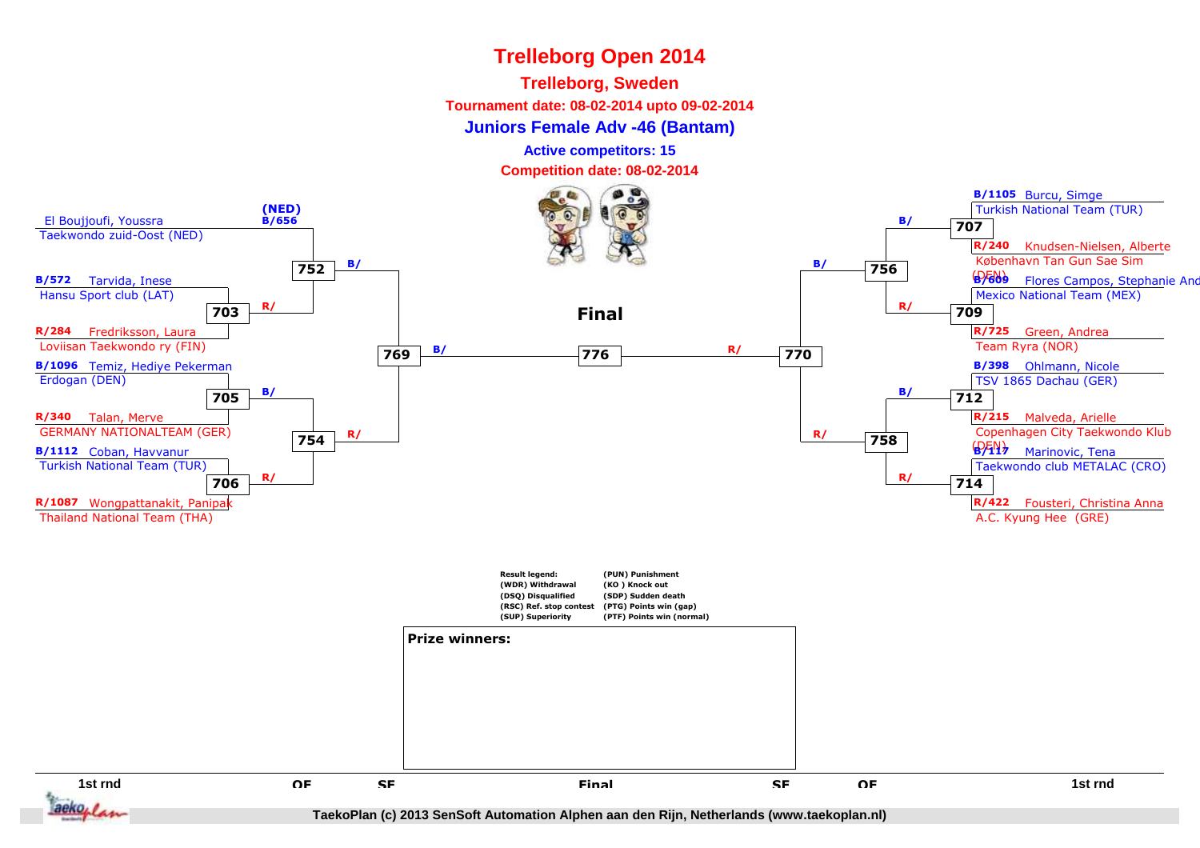# Trelleborg Open 2014

## Trelleborg, Sweden

**Tournament date: 08-02-2014 upto 09-02-2014**

**Juniors Female Adv -46 (Bantam)**

**Active competitors: 15**

**Competition date: 08-02-2014**

### Left side

| 1st rnd | | QF | SF |
|---|---|---|---|
| El Boujjoufi, Youssra – Taekwondo zuid-Oost (NED) | (NED) B/656 | 752 | 769 |
| B/572 Tarvida, Inese – Hansu Sport club (LAT) | 703 | | |
| R/284 Fredriksson, Laura – Loviisan Taekwondo ry (FIN) | | | |
| B/1096 Temiz, Hediye Pekerman – Erdogan (DEN) | 705 | 754 | |
| R/340 Talan, Merve – GERMANY NATIONALTEAM (GER) | | | |
| B/1112 Coban, Havvanur – Turkish National Team (TUR) | 706 | | |
| R/1087 Wongpattanakit, Panipak – Thailand National Team (THA) | | | |

### Final

776

### Right side

| 1st rnd | | QF | SF |
|---|---|---|---|
| B/1105 Burcu, Simge – Turkish National Team (TUR) | 707 | 756 | 770 |
| R/240 Knudsen-Nielsen, Alberte – København Tan Gun Sae Sim (DEN) | | | |
| B/609 Flores Campos, Stephanie And – Mexico National Team (MEX) | 709 | | |
| R/725 Green, Andrea – Team Ryra (NOR) | | | |
| B/398 Ohlmann, Nicole – TSV 1865 Dachau (GER) | 712 | 758 | |
| R/215 Malveda, Arielle – Copenhagen City Taekwondo Klub (DEN) | | | |
| B/117 Marinovic, Tena – Taekwondo club METALAC (CRO) | 714 | | |
| R/422 Fousteri, Christina Anna – A.C. Kyung Hee (GRE) | | | |

**Result legend:**

- (WDR) Withdrawal
- (DSQ) Disqualified
- (RSC) Ref. stop contest
- (SUP) Superiority
- (PUN) Punishment
- (KO ) Knock out
- (SDP) Sudden death
- (PTG) Points win (gap)
- (PTF) Points win (normal)

**Prize winners:**

1st rnd | QF | SF | Final | SF | QF | 1st rnd

TaekoPlan (c) 2013 SenSoft Automation Alphen aan den Rijn, Netherlands (www.taekoplan.nl)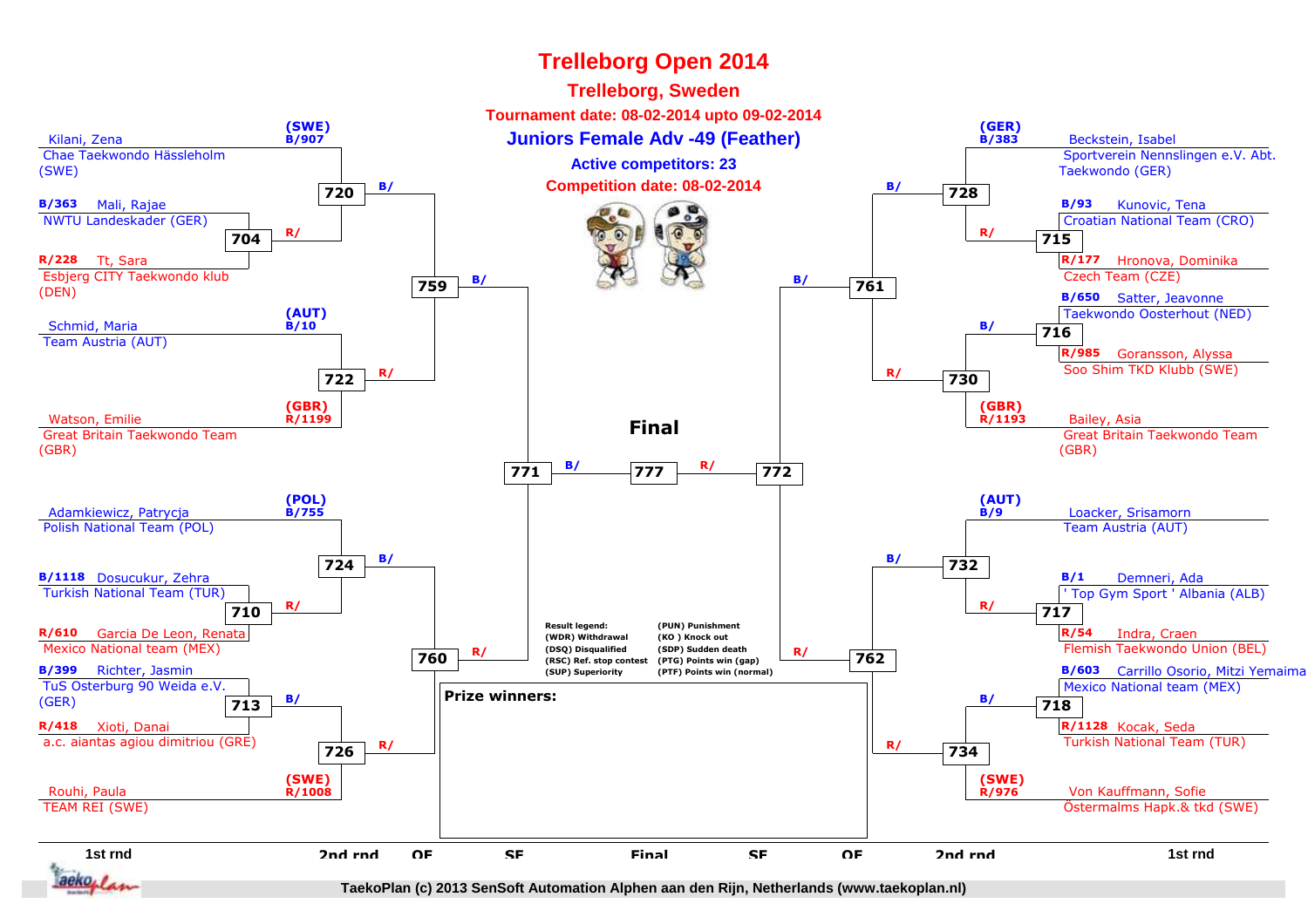# Trelleborg Open 2014

## Trelleborg, Sweden

**Tournament date: 08-02-2014 upto 09-02-2014**

## Juniors Female Adv -49 (Feather)

**Active competitors: 23**

**Competition date: 08-02-2014**

### Left side

| Seed | Competitor | Club |
|---|---|---|
| (SWE) B/907 | Kilani, Zena | Chae Taekwondo Hässleholm (SWE) |
| B/363 | Mali, Rajae | NWTU Landeskader (GER) |
| R/228 | Tt, Sara | Esbjerg CITY Taekwondo klub (DEN) |
| (AUT) B/10 | Schmid, Maria | Team Austria (AUT) |
| (GBR) R/1199 | Watson, Emilie | Great Britain Taekwondo Team (GBR) |
| (POL) B/755 | Adamkiewicz, Patrycja | Polish National Team (POL) |
| B/1118 | Dosucukur, Zehra | Turkish National Team (TUR) |
| R/610 | Garcia De Leon, Renata | Mexico National team (MEX) |
| B/399 | Richter, Jasmin | TuS Osterburg 90 Weida e.V. (GER) |
| R/418 | Xioti, Danai | a.c. aiantas agiou dimitriou (GRE) |
| (SWE) R/1008 | Rouhi, Paula | TEAM REI (SWE) |

### Right side

| Seed | Competitor | Club |
|---|---|---|
| (GER) B/383 | Beckstein, Isabel | Sportverein Nennslingen e.V. Abt. Taekwondo (GER) |
| B/93 | Kunovic, Tena | Croatian National Team (CRO) |
| R/177 | Hronova, Dominika | Czech Team (CZE) |
| B/650 | Satter, Jeavonne | Taekwondo Oosterhout (NED) |
| R/985 | Goransson, Alyssa | Soo Shim TKD Klubb (SWE) |
| (GBR) R/1193 | Bailey, Asia | Great Britain Taekwondo Team (GBR) |
| (AUT) B/9 | Loacker, Srisamorn | Team Austria (AUT) |
| B/1 | Demneri, Ada | ' Top Gym Sport ' Albania (ALB) |
| R/54 | Indra, Craen | Flemish Taekwondo Union (BEL) |
| B/603 | Carrillo Osorio, Mitzi Yemaima | Mexico National team (MEX) |
| R/1128 | Kocak, Seda | Turkish National Team (TUR) |
| (SWE) R/976 | Von Kauffmann, Sofie | Östermalms Hapk.& tkd (SWE) |

### Matches

- 1st rnd: 704, 710, 713 (left); 715, 716, 717, 718 (right)
- 2nd rnd: 720, 722, 724, 726 (left); 728, 730, 732, 734 (right)
- QF: 759, 760 (left); 761, 762 (right)
- SF: 771 (left); 772 (right)
- **Final**: 777

Result legend:
- (WDR) Withdrawal
- (DSQ) Disqualified
- (RSC) Ref. stop contest
- (SUP) Superiority
- (PUN) Punishment
- (KO ) Knock out
- (SDP) Sudden death
- (PTG) Points win (gap)
- (PTF) Points win (normal)

**Prize winners:**

1st rnd | 2nd rnd | QF | SF | Final | SF | QF | 2nd rnd | 1st rnd

TaekoPlan (c) 2013 SenSoft Automation Alphen aan den Rijn, Netherlands (www.taekoplan.nl)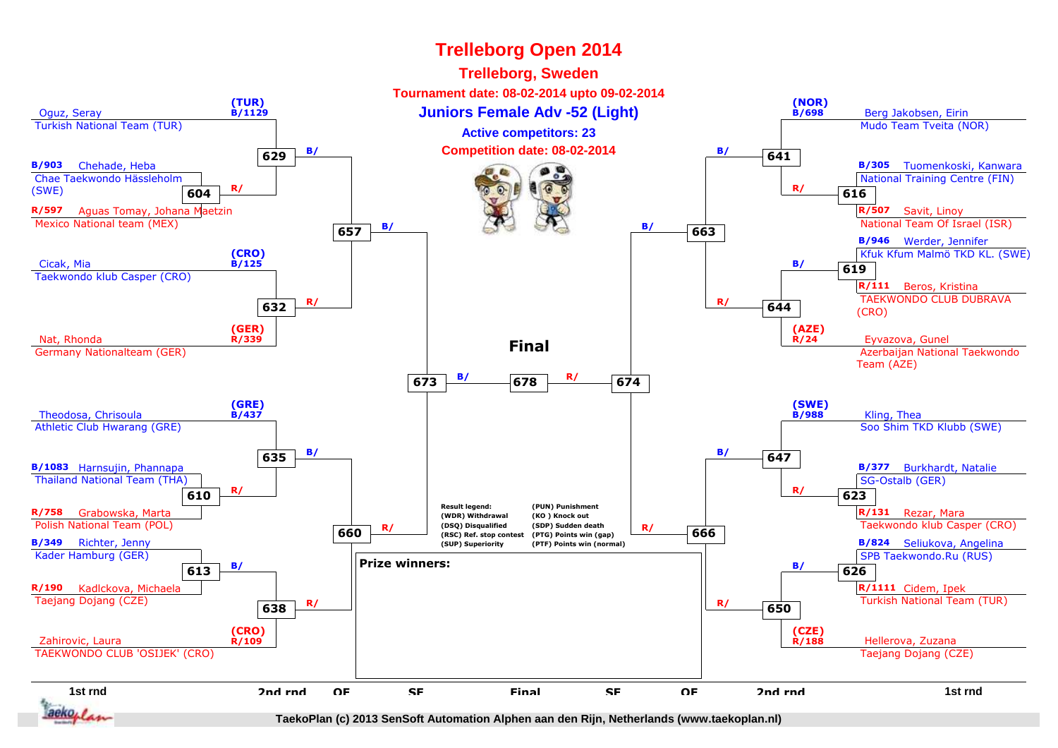# Trelleborg Open 2014

## Trelleborg, Sweden

**Tournament date: 08-02-2014 upto 09-02-2014**

### Juniors Female Adv -52 (Light)

**Active competitors: 23**

**Competition date: 08-02-2014**

## Left side of bracket

| Competitor | Club | Draw | Match |
|---|---|---|---|
| Oguz, Seray | Turkish National Team (TUR) | (TUR) B/1129 | 629 |
| Chehade, Heba | Chae Taekwondo Hässleholm (SWE) | B/903 | 604 |
| Aguas Tomay, Johana Maetzin | Mexico National team (MEX) | R/597 | 604 |
| Cicak, Mia | Taekwondo klub Casper (CRO) | (CRO) B/125 | 632 |
| Nat, Rhonda | Germany Nationalteam (GER) | (GER) R/339 | 632 |
| Theodosa, Chrisoula | Athletic Club Hwarang (GRE) | (GRE) B/437 | 635 |
| Harnsujin, Phannapa | Thailand National Team (THA) | B/1083 | 610 |
| Grabowska, Marta | Polish National Team (POL) | R/758 | 610 |
| Richter, Jenny | Kader Hamburg (GER) | B/349 | 613 |
| Kadlckova, Michaela | Taejang Dojang (CZE) | R/190 | 613 |
| Zahirovic, Laura | TAEKWONDO CLUB 'OSIJEK' (CRO) | (CRO) R/109 | 638 |

Matches: 604 → 629 (R/); 629 (B/) and 632 (R/) → 657; 610 → 635 (R/); 613 → 638 (B/); 635 (B/) and 638 (R/) → 660; 657 (B/) and 660 (R/) → 673.

## Right side of bracket

| Competitor | Club | Draw | Match |
|---|---|---|---|
| Berg Jakobsen, Eirin | Mudo Team Tveita (NOR) | (NOR) B/698 | 641 |
| Tuomenkoski, Kanwara | National Training Centre (FIN) | B/305 | 616 |
| Savit, Linoy | National Team Of Israel (ISR) | R/507 | 616 |
| Werder, Jennifer | Kfuk Kfum Malmö TKD KL. (SWE) | B/946 | 619 |
| Beros, Kristina | TAEKWONDO CLUB DUBRAVA (CRO) | R/111 | 619 |
| Eyvazova, Gunel | Azerbaijan National Taekwondo Team (AZE) | (AZE) R/24 | 644 |
| Kling, Thea | Soo Shim TKD Klubb (SWE) | (SWE) B/988 | 647 |
| Burkhardt, Natalie | SG-Ostalb (GER) | B/377 | 623 |
| Rezar, Mara | Taekwondo klub Casper (CRO) | R/131 | 623 |
| Seliukova, Angelina | SPB Taekwondo.Ru (RUS) | B/824 | 626 |
| Cidem, Ipek | Turkish National Team (TUR) | R/1111 | 626 |
| Hellerova, Zuzana | Taejang Dojang (CZE) | (CZE) R/188 | 650 |

Matches: 616 → 641 (R/); 619 → 644 (B/); 641 (B/) and 644 (R/) → 663; 623 → 647 (R/); 626 → 650 (B/); 647 (B/) and 650 (R/) → 666; 663 (B/) and 666 (R/) → 674.

## Final

673 (B/) — **678** — 674 (R/)

**Result legend:**

- (WDR) Withdrawal
- (DSQ) Disqualified
- (RSC) Ref. stop contest
- (SUP) Superiority
- (PUN) Punishment
- (KO ) Knock out
- (SDP) Sudden death
- (PTG) Points win (gap)
- (PTF) Points win (normal)

**Prize winners:**

1st rnd | 2nd rnd | QF | SF | Final | SF | QF | 2nd rnd | 1st rnd

TaekoPlan (c) 2013 SenSoft Automation Alphen aan den Rijn, Netherlands (www.taekoplan.nl)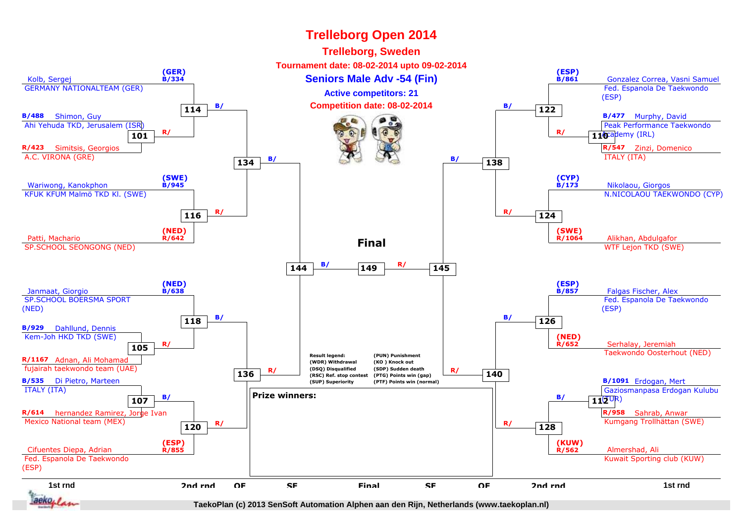# Trelleborg Open 2014

## Trelleborg, Sweden

**Tournament date: 08-02-2014 upto 09-02-2014**

### Seniors Male Adv -54 (Fin)

**Active competitors: 21**

**Competition date: 08-02-2014**

**Left side of bracket:**

- (GER) B/334 Kolb, Sergej — GERMANY NATIONALTEAM (GER)
- B/488 Shimon, Guy — Ahi Yehuda TKD, Jerusalem (ISR)
- R/423 Simitsis, Georgios — A.C. VIRONA (GRE)
- Match 101: B/ vs R/
- Match 114: B/ vs R/
- (SWE) B/945 Wariwong, Kanokphon — KFUK KFUM Malmö TKD Kl. (SWE)
- (NED) R/642 Patti, Machario — SP.SCHOOL SEONGONG (NED)
- Match 116
- Match 134: B/ vs R/
- (NED) B/638 Janmaat, Giorgio — SP.SCHOOL BOERSMA SPORT (NED)
- B/929 Dahllund, Dennis — Kem-Joh HKD TKD (SWE)
- R/1167 Adnan, Ali Mohamad — fujairah taekwondo team (UAE)
- Match 105
- Match 118
- B/535 Di Pietro, Marteen — ITALY (ITA)
- R/614 hernandez Ramirez, Jorge Ivan — Mexico National team (MEX)
- Match 107
- (ESP) R/855 Cifuentes Diepa, Adrian — Fed. Espanola De Taekwondo (ESP)
- Match 120
- Match 136
- Match 144

**Final:** Match 149 (B/ 144 vs R/ 145)

**Right side of bracket:**

- (ESP) B/861 Gonzalez Correa, Vasni Samuel — Fed. Espanola De Taekwondo (ESP)
- B/477 Murphy, David — Peak Performance Taekwondo Academy (IRL)
- R/547 Zinzi, Domenico — ITALY (ITA)
- Match 110
- Match 122
- (CYP) B/173 Nikolaou, Giorgos — N.NICOLAOU TAEKWONDO (CYP)
- (SWE) R/1064 Alikhan, Abdulgafor — WTF Lejon TKD (SWE)
- Match 124
- Match 138
- (ESP) B/857 Falgas Fischer, Alex — Fed. Espanola De Taekwondo (ESP)
- (NED) R/652 Serhalay, Jeremiah — Taekwondo Oosterhout (NED)
- Match 126
- B/1091 Erdogan, Mert — Gaziosmanpasa Erdogan Kulubu (TUR)
- R/958 Sahrab, Anwar — Kumgang Trollhättan (SWE)
- Match 112
- (KUW) R/562 Almershad, Ali — Kuwait Sporting club (KUW)
- Match 128
- Match 140
- Match 145

**Result legend:**

| | |
|---|---|
| (WDR) Withdrawal | (PUN) Punishment |
| (DSQ) Disqualified | (KO ) Knock out |
| (RSC) Ref. stop contest | (SDP) Sudden death |
| (SUP) Superiority | (PTG) Points win (gap) |
| | (PTF) Points win (normal) |

**Prize winners:**

1st rnd | 2nd rnd | QF | SF | Final | SF | QF | 2nd rnd | 1st rnd

TaekoPlan (c) 2013 SenSoft Automation Alphen aan den Rijn, Netherlands (www.taekoplan.nl)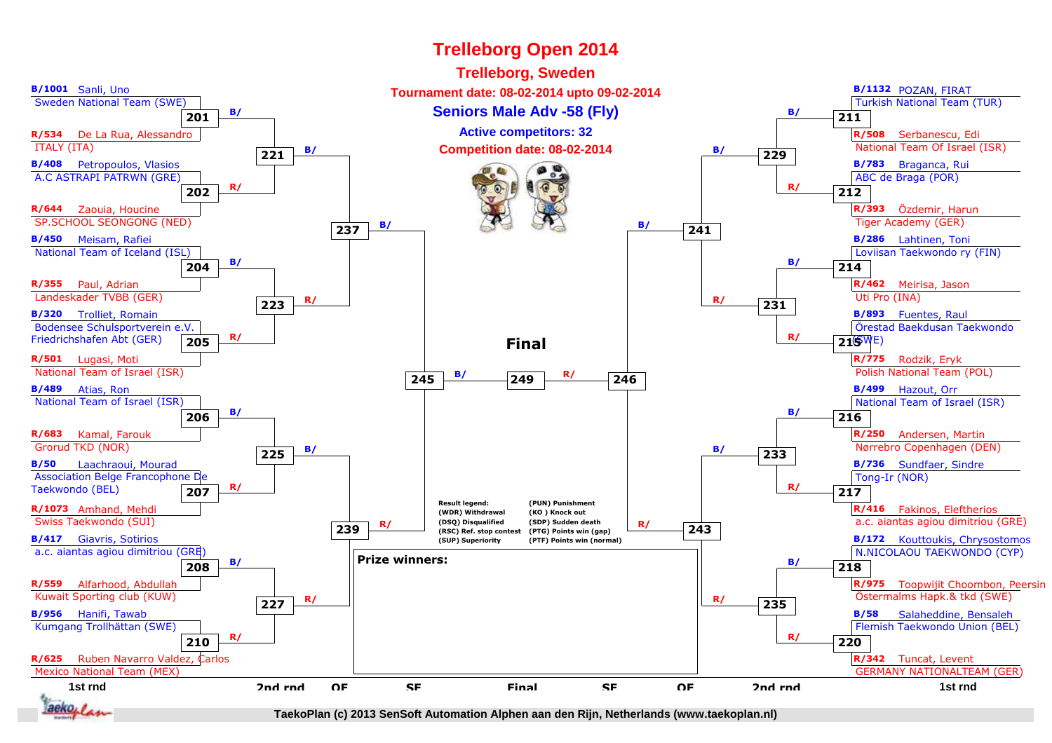# Trelleborg Open 2014

## Trelleborg, Sweden

**Tournament date: 08-02-2014 upto 09-02-2014**

**Seniors Male Adv -58 (Fly)**

**Active competitors: 32**

**Competition date: 08-02-2014**

### Left side – 1st round

| Match | Blue | Red |
|---|---|---|
| 201 | B/1001 Sanli, Uno – Sweden National Team (SWE) | R/534 De La Rua, Alessandro – ITALY (ITA) |
| 202 | B/408 Petropoulos, Vlasios – A.C ASTRAPI PATRWN (GRE) | R/644 Zaouia, Houcine – SP.SCHOOL SEONGONG (NED) |
| 204 | B/450 Meisam, Rafiei – National Team of Iceland (ISL) | R/355 Paul, Adrian – Landeskader TVBB (GER) |
| 205 | B/320 Trolliet, Romain – Bodensee Schulsportverein e.V. Friedrichshafen Abt (GER) | R/501 Lugasi, Moti – National Team of Israel (ISR) |
| 206 | B/489 Atias, Ron – National Team of Israel (ISR) | R/683 Kamal, Farouk – Grorud TKD (NOR) |
| 207 | B/50 Laachraoui, Mourad – Association Belge Francophone De Taekwondo (BEL) | R/1073 Amhand, Mehdi – Swiss Taekwondo (SUI) |
| 208 | B/417 Giavris, Sotirios – a.c. aiantas agiou dimitriou (GRE) | R/559 Alfarhood, Abdullah – Kuwait Sporting club (KUW) |
| 210 | B/956 Hanifi, Tawab – Kumgang Trollhättan (SWE) | R/625 Ruben Navarro Valdez, Carlos – Mexico National Team (MEX) |

### Right side – 1st round

| Match | Blue | Red |
|---|---|---|
| 211 | B/1132 POZAN, FIRAT – Turkish National Team (TUR) | R/508 Serbanescu, Edi – National Team Of Israel (ISR) |
| 212 | B/783 Braganca, Rui – ABC de Braga (POR) | R/393 Özdemir, Harun – Tiger Academy (GER) |
| 214 | B/286 Lahtinen, Toni – Loviisan Taekwondo ry (FIN) | R/462 Meirisa, Jason – Uti Pro (INA) |
| 215 | B/893 Fuentes, Raul – Örestad Baekdusan Taekwondo (SWE) | R/775 Rodzik, Eryk – Polish National Team (POL) |
| 216 | B/499 Hazout, Orr – National Team of Israel (ISR) | R/250 Andersen, Martin – Nørrebro Copenhagen (DEN) |
| 217 | B/736 Sundfaer, Sindre – Tong-Ir (NOR) | R/416 Fakinos, Eleftherios – a.c. aiantas agiou dimitriou (GRE) |
| 218 | B/172 Kouttoukis, Chrysostomos – N.NICOLAOU TAEKWONDO (CYP) | R/975 Toopwijit Choombon, Peersin – Östermalms Hapk.& tkd (SWE) |
| 220 | B/58 Salaheddine, Bensaleh – Flemish Taekwondo Union (BEL) | R/342 Tuncat, Levent – GERMANY NATIONALTEAM (GER) |

### Later rounds

| Round | Matches |
|---|---|
| 2nd rnd (left) | 221 (201 vs 202), 223 (204 vs 205), 225 (206 vs 207), 227 (208 vs 210) |
| QF (left) | 237 (221 vs 223), 239 (225 vs 227) |
| SF (left) | 245 (237 vs 239) |
| Final | 249 (245 vs 246) |
| SF (right) | 246 (241 vs 243) |
| QF (right) | 241 (229 vs 231), 243 (233 vs 235) |
| 2nd rnd (right) | 229 (211 vs 212), 231 (214 vs 215), 233 (216 vs 217), 235 (218 vs 220) |

**Final**

Result legend:
- (WDR) Withdrawal
- (DSQ) Disqualified
- (RSC) Ref. stop contest
- (SUP) Superiority
- (PUN) Punishment
- (KO ) Knock out
- (SDP) Sudden death
- (PTG) Points win (gap)
- (PTF) Points win (normal)

**Prize winners:**

1st rnd | 2nd rnd | QF | SF | Final | SF | QF | 2nd rnd | 1st rnd

TaekoPlan (c) 2013 SenSoft Automation Alphen aan den Rijn, Netherlands (www.taekoplan.nl)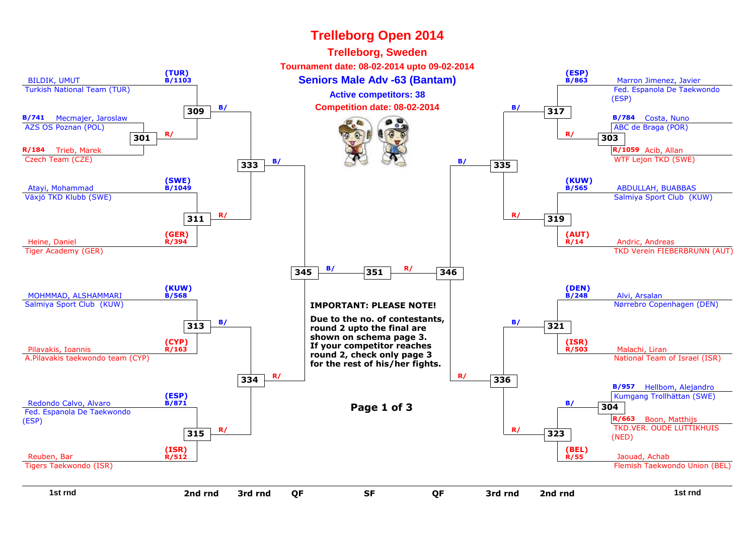# Trelleborg Open 2014

## Trelleborg, Sweden

**Tournament date: 08-02-2014 upto 09-02-2014**

### Seniors Male Adv -63 (Bantam)

**Active competitors: 38**

**Competition date: 08-02-2014**

**Left side — 1st rnd / 2nd rnd**

| Match | Blue | Red | Winner to |
|---|---|---|---|
| 301 | B/741 Mecmajer, Jaroslaw — AZS OS Poznan (POL) | R/184 Trieb, Marek — Czech Team (CZE) | 309 (R/) |
| 309 | (TUR) B/1103 BILDIK, UMUT — Turkish National Team (TUR) | Winner 301 | 333 (B/) |
| 311 | (SWE) B/1049 Atayi, Mohammad — Växjö TKD Klubb (SWE) | (GER) R/394 Heine, Daniel — Tiger Academy (GER) | 333 (R/) |
| 313 | (KUW) B/568 MOHMMAD, ALSHAMMARI — Salmiya Sport Club (KUW) | (CYP) R/163 Pilavakis, Ioannis — A.Pilavakis taekwondo team (CYP) | 334 (B/) |
| 315 | (ESP) B/871 Redondo Calvo, Alvaro — Fed. Espanola De Taekwondo (ESP) | (ISR) R/512 Reuben, Bar — Tigers Taekwondo (ISR) | 334 (R/) |
| 333 | Winner 309 | Winner 311 | 345 (B/) |
| 334 | Winner 313 | Winner 315 | 345 (R/) |
| 345 | Winner 333 | Winner 334 | 351 (B/) |

**Right side — 1st rnd / 2nd rnd**

| Match | Blue | Red | Winner to |
|---|---|---|---|
| 303 | B/784 Costa, Nuno — ABC de Braga (POR) | R/1059 Acib, Allan — WTF Lejon TKD (SWE) | 317 (R/) |
| 317 | (ESP) B/863 Marron Jimenez, Javier — Fed. Espanola De Taekwondo (ESP) | Winner 303 | 335 (B/) |
| 319 | (KUW) B/565 ABDULLAH, BUABBAS — Salmiya Sport Club (KUW) | (AUT) R/14 Andric, Andreas — TKD Verein FIEBERBRUNN (AUT) | 335 (R/) |
| 321 | (DEN) B/248 Alvi, Arsalan — Nørrebro Copenhagen (DEN) | (ISR) R/503 Malachi, Liran — National Team of Israel (ISR) | 336 (B/) |
| 304 | B/957 Hellbom, Alejandro — Kumgang Trollhättan (SWE) | R/663 Boon, Matthijs — TKD.VER. OUDE LUTTIKHUIS (NED) | 323 (B/) |
| 323 | Winner 304 | (BEL) R/55 Jaouad, Achab — Flemish Taekwondo Union (BEL) | 336 (R/) |
| 335 | Winner 317 | Winner 319 | 346 (B/) |
| 336 | Winner 321 | Winner 323 | 346 (R/) |
| 346 | Winner 335 | Winner 336 | 351 (R/) |

**Final: 351** — B/ Winner 345 vs R/ Winner 346

**IMPORTANT: PLEASE NOTE!**

**Due to the no. of contestants, round 2 upto the final are shown on schema page 3. If your competitor reaches round 2, check only page 3 for the rest of his/her fights.**

**Page 1 of 3**

1st rnd | 2nd rnd | 3rd rnd | QF | SF | QF | 3rd rnd | 2nd rnd | 1st rnd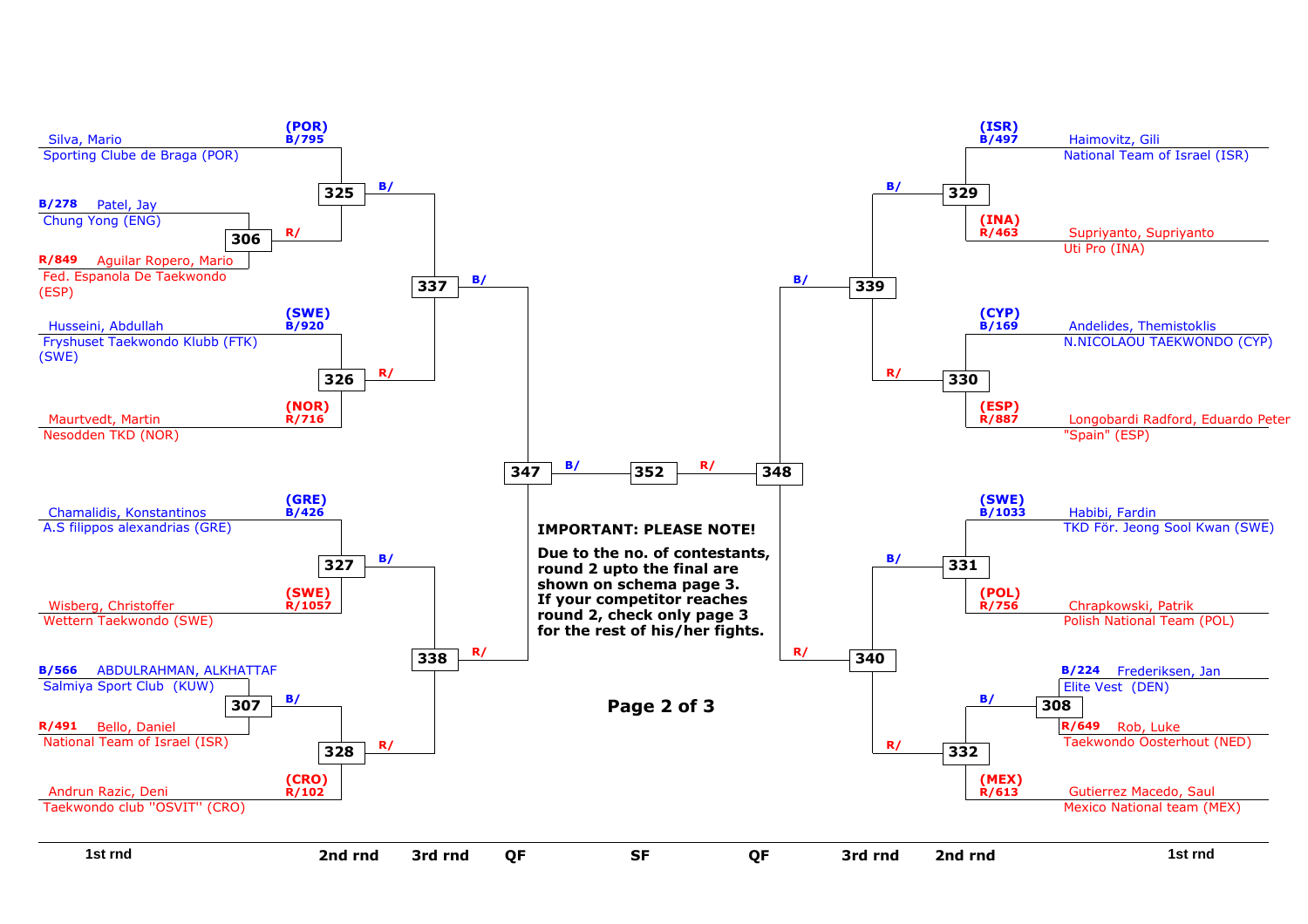## Left bracket

**1st rnd / 2nd rnd**

- (POR) B/795 Silva, Mario — Sporting Clube de Braga (POR)
- Match 306: B/278 Patel, Jay — Chung Yong (ENG) vs R/849 Aguilar Ropero, Mario — Fed. Espanola De Taekwondo (ESP)
- Match 325: B/795 Silva, Mario vs R/ winner of 306

- Match 326: (SWE) B/920 Husseini, Abdullah — Fryshuset Taekwondo Klubb (FTK) (SWE) vs (NOR) R/716 Maurtvedt, Martin — Nesodden TKD (NOR)

- Match 327: (GRE) B/426 Chamalidis, Konstantinos — A.S filippos alexandrias (GRE) vs (SWE) R/1057 Wisberg, Christoffer — Wettern Taekwondo (SWE)

- Match 307: B/566 ABDULRAHMAN, ALKHATTAF — Salmiya Sport Club (KUW) vs R/491 Bello, Daniel — National Team of Israel (ISR)
- Match 328: B/ winner of 307 vs (CRO) R/102 Andrun Razic, Deni — Taekwondo club ''OSVIT'' (CRO)

**3rd rnd**

- Match 337: B/ winner of 325 vs R/ winner of 326
- Match 338: B/ winner of 327 vs R/ winner of 328

**QF**

- Match 347: B/ winner of 337 vs R/ winner of 338

## Right bracket

**1st rnd / 2nd rnd**

- Match 329: (ISR) B/497 Haimovitz, Gili — National Team of Israel (ISR) vs (INA) R/463 Supriyanto, Supriyanto — Uti Pro (INA)

- Match 330: (CYP) B/169 Andelides, Themistoklis — N.NICOLAOU TAEKWONDO (CYP) vs (ESP) R/887 Longobardi Radford, Eduardo Peter — "Spain" (ESP)

- Match 331: (SWE) B/1033 Habibi, Fardin — TKD För. Jeong Sool Kwan (SWE) vs (POL) R/756 Chrapkowski, Patrik — Polish National Team (POL)

- Match 308: B/224 Frederiksen, Jan — Elite Vest (DEN) vs R/649 Rob, Luke — Taekwondo Oosterhout (NED)
- Match 332: B/ winner of 308 vs (MEX) R/613 Gutierrez Macedo, Saul — Mexico National team (MEX)

**3rd rnd**

- Match 339: B/ winner of 329 vs R/ winner of 330
- Match 340: B/ winner of 331 vs R/ winner of 332

**QF**

- Match 348: B/ winner of 339 vs R/ winner of 340

## SF

- Match 352: B/ winner of 347 vs R/ winner of 348

**IMPORTANT: PLEASE NOTE!**

**Due to the no. of contestants, round 2 upto the final are shown on schema page 3. If your competitor reaches round 2, check only page 3 for the rest of his/her fights.**

1st rnd | 2nd rnd | 3rd rnd | QF | SF | QF | 3rd rnd | 2nd rnd | 1st rnd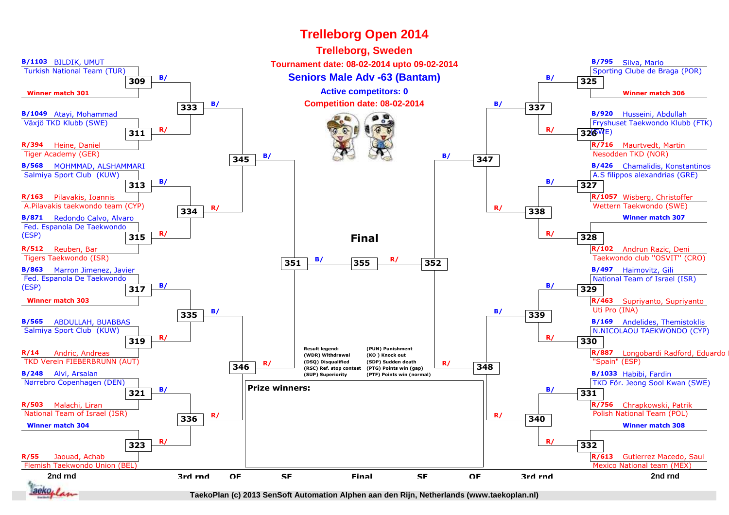# Trelleborg Open 2014

## Trelleborg, Sweden

**Tournament date: 08-02-2014 upto 09-02-2014**

## Seniors Male Adv -63 (Bantam)

**Active competitors: 0**

**Competition date: 08-02-2014**

### Left side (2nd rnd)

| Match | Blue (B/) | Red (R/) |
|---|---|---|
| 309 | B/1103 BILDIK, UMUT – Turkish National Team (TUR) | Winner match 301 |
| 311 | B/1049 Atayi, Mohammad – Växjö TKD Klubb (SWE) | R/394 Heine, Daniel – Tiger Academy (GER) |
| 313 | B/568 MOHMMAD, ALSHAMMARI – Salmiya Sport Club (KUW) | R/163 Pilavakis, Ioannis – A.Pilavakis taekwondo team (CYP) |
| 315 | B/871 Redondo Calvo, Alvaro – Fed. Espanola De Taekwondo (ESP) | R/512 Reuben, Bar – Tigers Taekwondo (ISR) |
| 317 | B/863 Marron Jimenez, Javier – Fed. Espanola De Taekwondo (ESP) | Winner match 303 |
| 319 | B/565 ABDULLAH, BUABBAS – Salmiya Sport Club (KUW) | R/14 Andric, Andreas – TKD Verein FIEBERBRUNN (AUT) |
| 321 | B/248 Alvi, Arsalan – Nørrebro Copenhagen (DEN) | R/503 Malachi, Liran – National Team of Israel (ISR) |
| 323 | Winner match 304 | R/55 Jaouad, Achab – Flemish Taekwondo Union (BEL) |

3rd rnd: 333 (309 vs 311), 334 (313 vs 315), 335 (317 vs 319), 336 (321 vs 323)

QF: 345 (333 vs 334), 346 (335 vs 336)

SF: 351 (345 vs 346)

### Right side (2nd rnd)

| Match | Blue (B/) | Red (R/) |
|---|---|---|
| 325 | B/795 Silva, Mario – Sporting Clube de Braga (POR) | Winner match 306 |
| 326 | B/920 Husseini, Abdullah – Fryshuset Taekwondo Klubb (FTK) (SWE) | R/716 Maurtvedt, Martin – Nesodden TKD (NOR) |
| 327 | B/426 Chamalidis, Konstantinos – A.S filippos alexandrias (GRE) | R/1057 Wisberg, Christoffer – Wettern Taekwondo (SWE) |
| 328 | Winner match 307 | R/102 Andrun Razic, Deni – Taekwondo club "OSVIT" (CRO) |
| 329 | B/497 Haimovitz, Gili – National Team of Israel (ISR) | R/463 Supriyanto, Supriyanto – Uti Pro (INA) |
| 330 | B/169 Andelides, Themistoklis – N.NICOLAOU TAEKWONDO (CYP) | R/887 Longobardi Radford, Eduardo – "Spain" (ESP) |
| 331 | B/1033 Habibi, Fardin – TKD För. Jeong Sool Kwan (SWE) | R/756 Chrapkowski, Patrik – Polish National Team (POL) |
| 332 | Winner match 308 | R/613 Gutierrez Macedo, Saul – Mexico National team (MEX) |

3rd rnd: 337 (325 vs 326), 338 (327 vs 328), 339 (329 vs 330), 340 (331 vs 332)

QF: 347 (337 vs 338), 348 (339 vs 340)

SF: 352 (347 vs 348)

### Final

355: 351 (B/) vs 352 (R/)

**Result legend:**
- (WDR) Withdrawal
- (DSQ) Disqualified
- (RSC) Ref. stop contest
- (SUP) Superiority
- (PUN) Punishment
- (KO ) Knock out
- (SDP) Sudden death
- (PTG) Points win (gap)
- (PTF) Points win (normal)

**Prize winners:**

2nd rnd | 3rd rnd | QF | SF | Final | SF | QF | 3rd rnd | 2nd rnd

TaekoPlan (c) 2013 SenSoft Automation Alphen aan den Rijn, Netherlands (www.taekoplan.nl)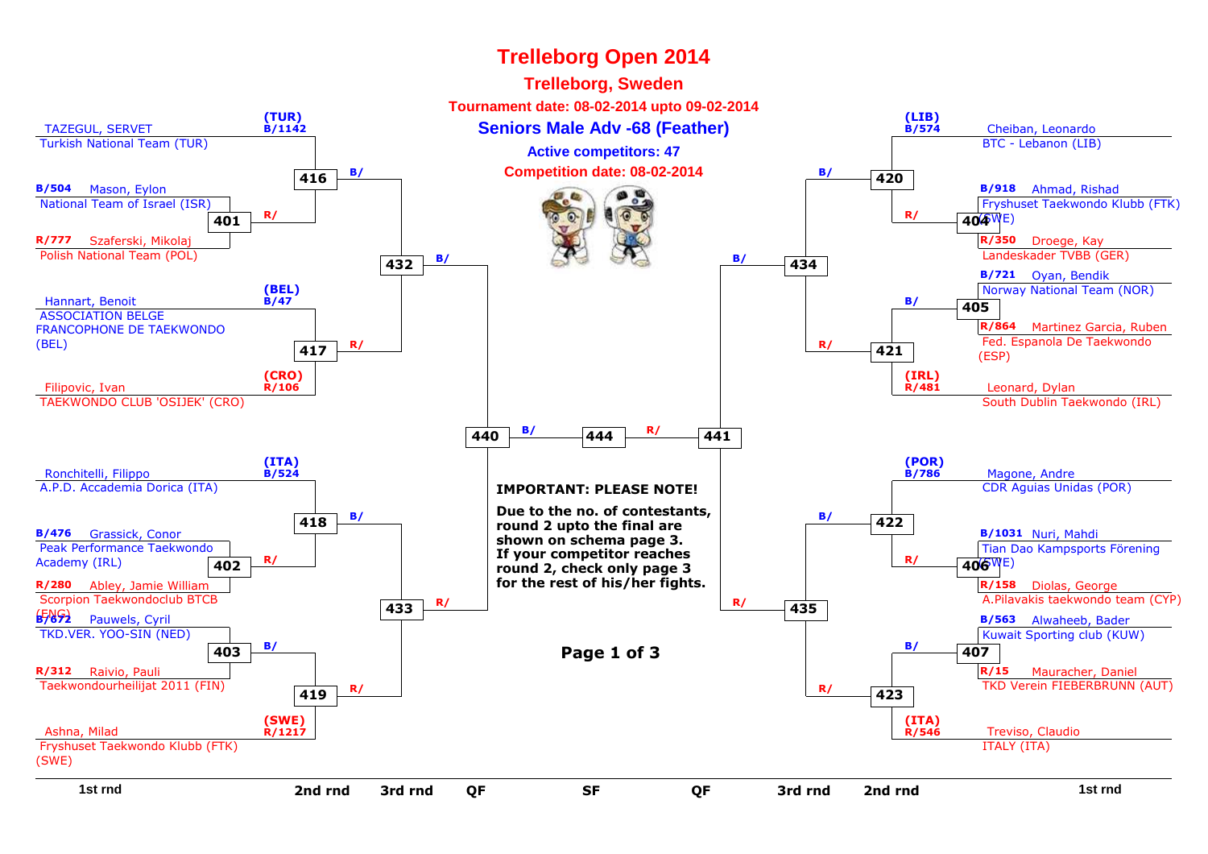# Trelleborg Open 2014

## Trelleborg, Sweden

**Tournament date: 08-02-2014 upto 09-02-2014**

## Seniors Male Adv -68 (Feather)

**Active competitors: 47**

**Competition date: 08-02-2014**

### Left side

**Match 416:** (TUR) B/1142 TAZEGUL, SERVET – Turkish National Team (TUR) vs R/ winner of 401

**Match 401:** B/504 Mason, Eylon – National Team of Israel (ISR) vs R/777 Szaferski, Mikolaj – Polish National Team (POL)

**Match 417:** (BEL) B/47 Hannart, Benoit – ASSOCIATION BELGE FRANCOPHONE DE TAEKWONDO (BEL) vs (CRO) R/106 Filipovic, Ivan – TAEKWONDO CLUB 'OSIJEK' (CRO)

**Match 432:** B/ winner of 416 vs R/ winner of 417

**Match 418:** (ITA) B/524 Ronchitelli, Filippo – A.P.D. Accademia Dorica (ITA) vs R/ winner of 402

**Match 402:** B/476 Grassick, Conor – Peak Performance Taekwondo Academy (IRL) vs R/280 Abley, Jamie William – Scorpion Taekwondoclub BTCB (ENG)

**Match 403:** B/672 Pauwels, Cyril – TKD.VER. YOO-SIN (NED) vs R/312 Raivio, Pauli – Taekwondourheilijat 2011 (FIN)

**Match 419:** B/ winner of 403 vs (SWE) R/1217 Ashna, Milad – Fryshuset Taekwondo Klubb (FTK) (SWE)

**Match 433:** B/ winner of 418 vs R/ winner of 419

**Match 440:** B/ winner of 432 vs R/ winner of 433

### Right side

**Match 420:** (LIB) B/574 Cheiban, Leonardo – BTC - Lebanon (LIB) vs R/ winner of 404

**Match 404:** B/918 Ahmad, Rishad – Fryshuset Taekwondo Klubb (FTK) (SWE) vs R/350 Droege, Kay – Landeskader TVBB (GER)

**Match 405:** B/721 Oyan, Bendik – Norway National Team (NOR) vs R/864 Martinez Garcia, Ruben – Fed. Espanola De Taekwondo (ESP)

**Match 421:** B/ winner of 405 vs (IRL) R/481 Leonard, Dylan – South Dublin Taekwondo (IRL)

**Match 434:** B/ winner of 420 vs R/ winner of 421

**Match 422:** (POR) B/786 Magone, Andre – CDR Aguias Unidas (POR) vs R/ winner of 406

**Match 406:** B/1031 Nuri, Mahdi – Tian Dao Kampsports Förening (SWE) vs R/158 Diolas, George – A.Pilavakis taekwondo team (CYP)

**Match 407:** B/563 Alwaheeb, Bader – Kuwait Sporting club (KUW) vs R/15 Mauracher, Daniel – TKD Verein FIEBERBRUNN (AUT)

**Match 423:** B/ winner of 407 vs (ITA) R/546 Treviso, Claudio – ITALY (ITA)

**Match 435:** B/ winner of 422 vs R/ winner of 423

**Match 441:** B/ winner of 434 vs R/ winner of 435

### Final

**Match 444:** B/ winner of 440 vs R/ winner of 441

**IMPORTANT: PLEASE NOTE!**

**Due to the no. of contestants, round 2 upto the final are shown on schema page 3. If your competitor reaches round 2, check only page 3 for the rest of his/her fights.**

**Page 1 of 3**

1st rnd | 2nd rnd | 3rd rnd | QF | SF | QF | 3rd rnd | 2nd rnd | 1st rnd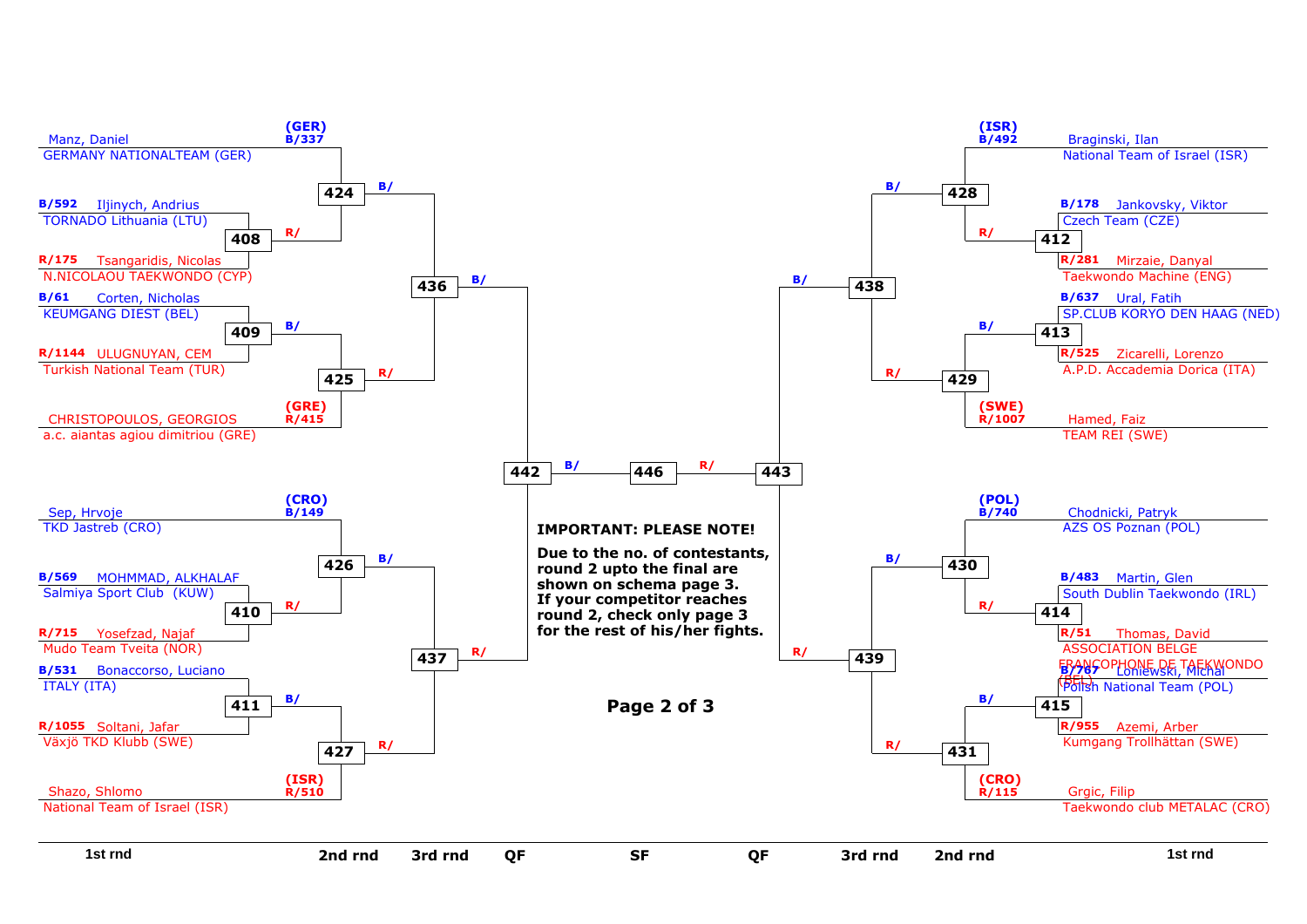**Left side**

| 1st rnd | 2nd rnd | 3rd rnd | QF |
|---|---|---|---|
| (GER) B/337 Manz, Daniel — GERMANY NATIONALTEAM (GER) | 424 B/ | 436 B/ | 442 B/ |
| B/592 Iljinych, Andrius — TORNADO Lithuania (LTU) / R/175 Tsangaridis, Nicolas — N.NICOLAOU TAEKWONDO (CYP) → 408 R/ | | | |
| B/61 Corten, Nicholas — KEUMGANG DIEST (BEL) / R/1144 ULUGNUYAN, CEM — Turkish National Team (TUR) → 409 B/ | 425 R/ | | |
| (GRE) R/415 CHRISTOPOULOS, GEORGIOS — a.c. aiantas agiou dimitriou (GRE) | | | |
| (CRO) B/149 Sep, Hrvoje — TKD Jastreb (CRO) | 426 B/ | 437 R/ | |
| B/569 MOHMMAD, ALKHALAF — Salmiya Sport Club (KUW) / R/715 Yosefzad, Najaf — Mudo Team Tveita (NOR) → 410 R/ | | | |
| B/531 Bonaccorso, Luciano — ITALY (ITA) / R/1055 Soltani, Jafar — Växjö TKD Klubb (SWE) → 411 B/ | 427 R/ | | |
| (ISR) R/510 Shazo, Shlomo — National Team of Israel (ISR) | | | |

**SF:** 446

**Right side**

| QF | 3rd rnd | 2nd rnd | 1st rnd |
|---|---|---|---|
| 443 R/ | 438 B/ | 428 B/ | (ISR) B/492 Braginski, Ilan — National Team of Israel (ISR) |
| | | | B/178 Jankovsky, Viktor — Czech Team (CZE) / R/281 Mirzaie, Danyal — Taekwondo Machine (ENG) → 412 R/ |
| | | 429 R/ | B/637 Ural, Fatih — SP.CLUB KORYO DEN HAAG (NED) / R/525 Zicarelli, Lorenzo — A.P.D. Accademia Dorica (ITA) → 413 B/ |
| | | | (SWE) R/1007 Hamed, Faiz — TEAM REI (SWE) |
| | 439 R/ | 430 B/ | (POL) B/740 Chodnicki, Patryk — AZS OS Poznan (POL) |
| | | | B/483 Martin, Glen — South Dublin Taekwondo (IRL) / R/51 Thomas, David — ASSOCIATION BELGE FRANCOPHONE DE TAEKWONDO (BEL) → 414 R/ |
| | | 431 R/ | B/767 Loniewski, Michal — Polish National Team (POL) / R/955 Azemi, Arber — Kumgang Trollhättan (SWE) → 415 B/ |
| | | | (CRO) R/115 Grgic, Filip — Taekwondo club METALAC (CRO) |

**IMPORTANT: PLEASE NOTE!**

**Due to the no. of contestants, round 2 upto the final are shown on schema page 3. If your competitor reaches round 2, check only page 3 for the rest of his/her fights.**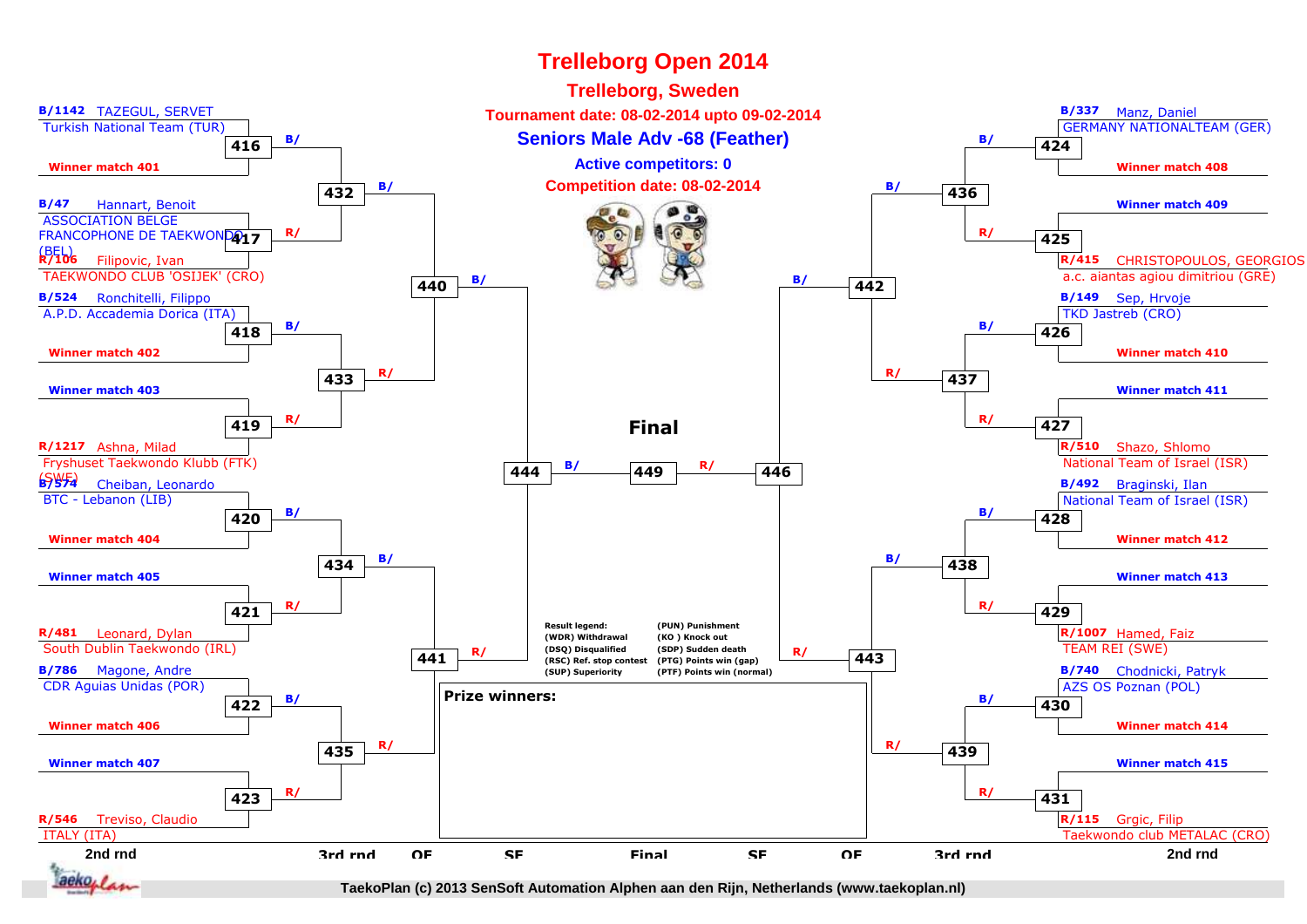# Trelleborg Open 2014

## Trelleborg, Sweden

**Tournament date: 08-02-2014 upto 09-02-2014**

**Seniors Male Adv -68 (Feather)**

**Active competitors: 0**

**Competition date: 08-02-2014**

### 2nd rnd (left side)

| Match | Blue | Red |
|---|---|---|
| 416 | B/1142 TAZEGUL, SERVET – Turkish National Team (TUR) | Winner match 401 |
| 417 | B/47 Hannart, Benoit – ASSOCIATION BELGE FRANCOPHONE DE TAEKWONDO (BEL) | R/106 Filipovic, Ivan – TAEKWONDO CLUB 'OSIJEK' (CRO) |
| 418 | B/524 Ronchitelli, Filippo – A.P.D. Accademia Dorica (ITA) | Winner match 402 |
| 419 | Winner match 403 | R/1217 Ashna, Milad – Fryshuset Taekwondo Klubb (FTK) (SWE) |
| 420 | B/574 Cheiban, Leonardo – BTC - Lebanon (LIB) | Winner match 404 |
| 421 | Winner match 405 | R/481 Leonard, Dylan – South Dublin Taekwondo (IRL) |
| 422 | B/786 Magone, Andre – CDR Aguias Unidas (POR) | Winner match 406 |
| 423 | Winner match 407 | R/546 Treviso, Claudio – ITALY (ITA) |

### 2nd rnd (right side)

| Match | Blue | Red |
|---|---|---|
| 424 | B/337 Manz, Daniel – GERMANY NATIONALTEAM (GER) | Winner match 408 |
| 425 | Winner match 409 | R/415 CHRISTOPOULOS, GEORGIOS – a.c. aiantas agiou dimitriou (GRE) |
| 426 | B/149 Sep, Hrvoje – TKD Jastreb (CRO) | Winner match 410 |
| 427 | Winner match 411 | R/510 Shazo, Shlomo – National Team of Israel (ISR) |
| 428 | B/492 Braginski, Ilan – National Team of Israel (ISR) | Winner match 412 |
| 429 | Winner match 413 | R/1007 Hamed, Faiz – TEAM REI (SWE) |
| 430 | B/740 Chodnicki, Patryk – AZS OS Poznan (POL) | Winner match 414 |
| 431 | Winner match 415 | R/115 Grgic, Filip – Taekwondo club METALAC (CRO) |

### Bracket progression

- 3rd rnd: 432 (B/ 416, R/ 417), 433 (B/ 418, R/ 419), 434 (B/ 420, R/ 421), 435 (B/ 422, R/ 423), 436 (B/ 424, R/ 425), 437 (B/ 426, R/ 427), 438 (B/ 428, R/ 429), 439 (B/ 430, R/ 431)
- QF: 440 (B/ 432, R/ 433), 441 (B/ 434, R/ 435), 442 (B/ 436, R/ 437), 443 (B/ 438, R/ 439)
- SF: 444 (B/ 440, R/ 441), 446 (B/ 442, R/ 443)
- **Final**: 449 (B/ 444, R/ 446)

**Result legend:**

- (WDR) Withdrawal
- (DSQ) Disqualified
- (RSC) Ref. stop contest
- (SUP) Superiority
- (PUN) Punishment
- (KO ) Knock out
- (SDP) Sudden death
- (PTG) Points win (gap)
- (PTF) Points win (normal)

**Prize winners:**

2nd rnd | 3rd rnd | QF | SF | Final | SF | QF | 3rd rnd | 2nd rnd

TaekoPlan (c) 2013 SenSoft Automation Alphen aan den Rijn, Netherlands (www.taekoplan.nl)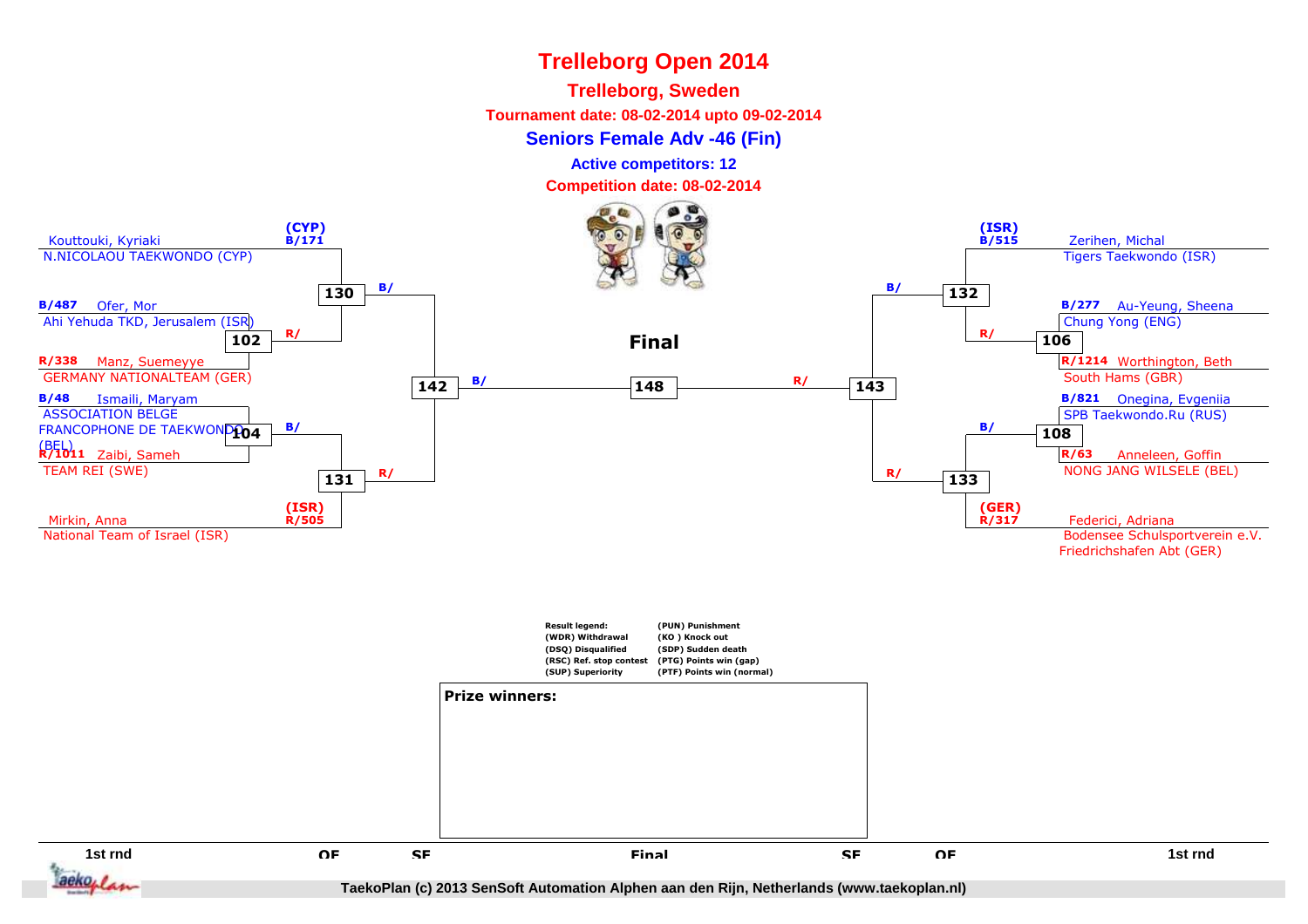# Trelleborg Open 2014

## Trelleborg, Sweden

**Tournament date: 08-02-2014 upto 09-02-2014**

### Seniors Female Adv -46 (Fin)

**Active competitors: 12**

**Competition date: 08-02-2014**

**1st rnd (left side)**

- (CYP) B/171 Kouttouki, Kyriaki — N.NICOLAOU TAEKWONDO (CYP)
- B/487 Ofer, Mor — Ahi Yehuda TKD, Jerusalem (ISR)
- R/338 Manz, Suemeyye — GERMANY NATIONALTEAM (GER)
- B/48 Ismaili, Maryam — ASSOCIATION BELGE FRANCOPHONE DE TAEKWONDO (BEL)
- R/1011 Zaibi, Sameh — TEAM REI (SWE)
- (ISR) R/505 Mirkin, Anna — National Team of Israel (ISR)

**1st rnd (right side)**

- (ISR) B/515 Zerihen, Michal — Tigers Taekwondo (ISR)
- B/277 Au-Yeung, Sheena — Chung Yong (ENG)
- R/1214 Worthington, Beth — South Hams (GBR)
- B/821 Onegina, Evgeniia — SPB Taekwondo.Ru (RUS)
- R/63 Anneleen, Goffin — NONG JANG WILSELE (BEL)
- (GER) R/317 Federici, Adriana — Bodensee Schulsportverein e.V. Friedrichshafen Abt (GER)

**Matches**

| Round | Match | Blue (B/) | Red (R/) |
|---|---|---|---|
| 1st rnd | 102 | Ofer, Mor | Manz, Suemeyye |
| 1st rnd | 104 | Ismaili, Maryam | Zaibi, Sameh |
| 1st rnd | 106 | Au-Yeung, Sheena | Worthington, Beth |
| 1st rnd | 108 | Onegina, Evgeniia | Anneleen, Goffin |
| QF | 130 | Kouttouki, Kyriaki | Winner 102 |
| QF | 131 | Winner 104 | Mirkin, Anna |
| QF | 132 | Zerihen, Michal | Winner 106 |
| QF | 133 | Winner 108 | Federici, Adriana |
| SF | 142 | Winner 130 | Winner 131 |
| SF | 143 | Winner 132 | Winner 133 |
| Final | 148 | Winner 142 | Winner 143 |

**Final**

Result legend:
(WDR) Withdrawal
(DSQ) Disqualified
(RSC) Ref. stop contest
(SUP) Superiority
(PUN) Punishment
(KO ) Knock out
(SDP) Sudden death
(PTG) Points win (gap)
(PTF) Points win (normal)

**Prize winners:**

1st rnd | QF | SF | Final | SF | QF | 1st rnd

TaekoPlan (c) 2013 SenSoft Automation Alphen aan den Rijn, Netherlands (www.taekoplan.nl)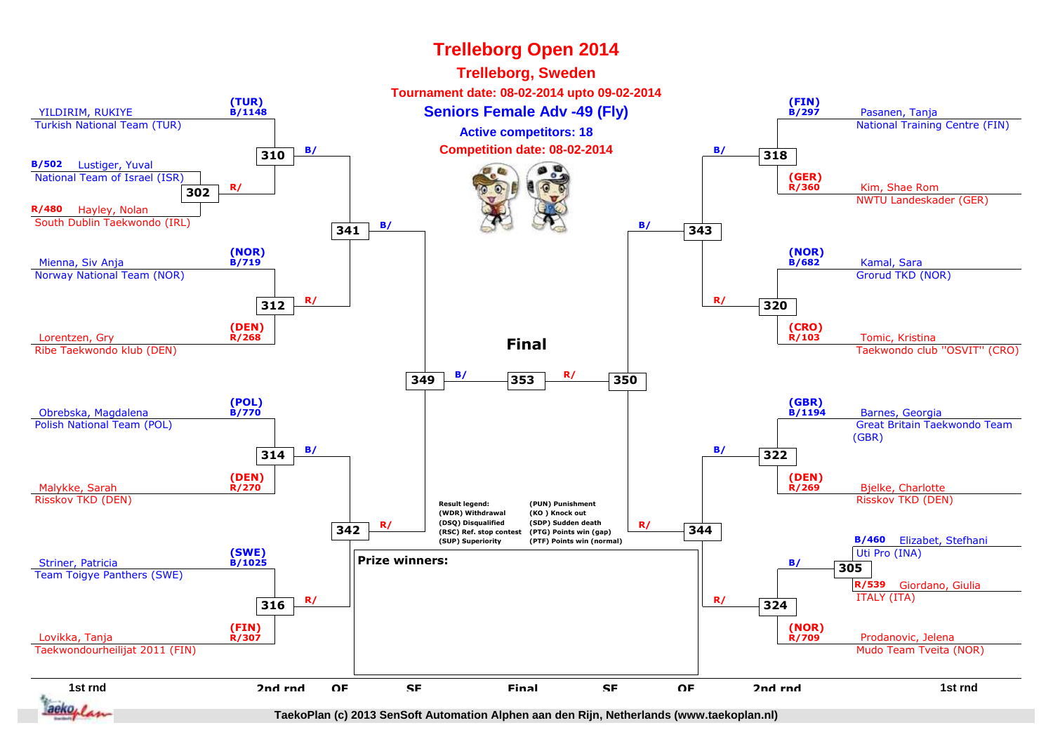# Trelleborg Open 2014

## Trelleborg, Sweden

**Tournament date: 08-02-2014 upto 09-02-2014**

### Seniors Female Adv -49 (Fly)

**Active competitors: 18**

**Competition date: 08-02-2014**

| Match | Blue | Red |
|---|---|---|
| 302 | B/502 Lustiger, Yuval – National Team of Israel (ISR) | R/480 Hayley, Nolan – South Dublin Taekwondo (IRL) |
| 310 | (TUR) B/1148 YILDIRIM, RUKIYE – Turkish National Team (TUR) | R/ |
| 312 | (NOR) B/719 Mienna, Siv Anja – Norway National Team (NOR) | (DEN) R/268 Lorentzen, Gry – Ribe Taekwondo klub (DEN) |
| 314 | (POL) B/770 Obrebska, Magdalena – Polish National Team (POL) | (DEN) R/270 Malykke, Sarah – Risskov TKD (DEN) |
| 316 | (SWE) B/1025 Striner, Patricia – Team Toigye Panthers (SWE) | (FIN) R/307 Lovikka, Tanja – Taekwondourheilijat 2011 (FIN) |
| 318 | (FIN) B/297 Pasanen, Tanja – National Training Centre (FIN) | (GER) R/360 Kim, Shae Rom – NWTU Landeskader (GER) |
| 320 | (NOR) B/682 Kamal, Sara – Grorud TKD (NOR) | (CRO) R/103 Tomic, Kristina – Taekwondo club "OSVIT" (CRO) |
| 322 | (GBR) B/1194 Barnes, Georgia – Great Britain Taekwondo Team (GBR) | (DEN) R/269 Bjelke, Charlotte – Risskov TKD (DEN) |
| 305 | B/460 Elizabet, Stefhani – Uti Pro (INA) | R/539 Giordano, Giulia – ITALY (ITA) |
| 324 | B/ | (NOR) R/709 Prodanovic, Jelena – Mudo Team Tveita (NOR) |
| 341 | B/ | R/ |
| 342 | B/ | R/ |
| 343 | B/ | R/ |
| 344 | B/ | R/ |
| 349 | B/ | |
| 350 | | R/ |
| 353 (Final) | B/ | R/ |

Rounds: 1st rnd, 2nd rnd, QF, SF, Final, SF, QF, 2nd rnd, 1st rnd

**Prize winners:**

Result legend:
- (WDR) Withdrawal
- (DSQ) Disqualified
- (RSC) Ref. stop contest
- (SUP) Superiority
- (PUN) Punishment
- (KO ) Knock out
- (SDP) Sudden death
- (PTG) Points win (gap)
- (PTF) Points win (normal)

TaekoPlan (c) 2013 SenSoft Automation Alphen aan den Rijn, Netherlands (www.taekoplan.nl)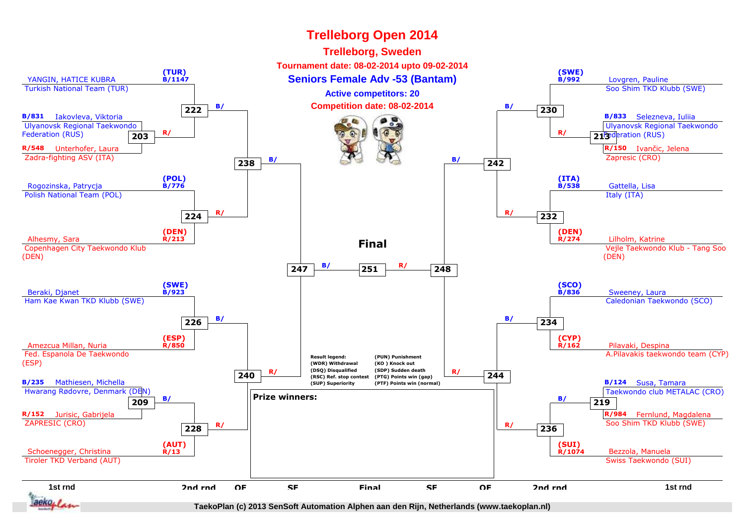# Trelleborg Open 2014

## Trelleborg, Sweden

**Tournament date: 08-02-2014 upto 09-02-2014**

## Seniors Female Adv -53 (Bantam)

**Active competitors: 20**

**Competition date: 08-02-2014**

### Left side

| 1st rnd | 2nd rnd | QF | SF |
|---|---|---|---|
| (TUR) B/1147 YANGIN, HATICE KUBRA – Turkish National Team (TUR) | 222 B/ | 238 B/ | 247 B/ |
| B/831 Iakovleva, Viktoria – Ulyanovsk Regional Taekwondo Federation (RUS) vs R/548 Unterhofer, Laura – Zadra-fighting ASV (ITA): 203 R/ | 222 | | |
| (POL) B/776 Rogozinska, Patrycja – Polish National Team (POL) | 224 | 238 R/ | |
| (DEN) R/213 Alhesmy, Sara – Copenhagen City Taekwondo Klub (DEN) | 224 | | |
| (SWE) B/923 Beraki, Djanet – Ham Kae Kwan TKD Klubb (SWE) | 226 B/ | 240 | 247 |
| (ESP) R/850 Amezcua Millan, Nuria – Fed. Espanola De Taekwondo (ESP) | 226 | 240 R/ | |
| B/235 Mathiesen, Michella – Hwarang Rødovre, Denmark (DEN) vs R/152 Jurisic, Gabrijela – ZAPRESIC (CRO): 209 B/ | 228 | | |
| (AUT) R/13 Schoenegger, Christina – Tiroler TKD Verband (AUT) | 228 R/ | | |

### Right side

| 1st rnd | 2nd rnd | QF | SF |
|---|---|---|---|
| (SWE) B/992 Lovgren, Pauline – Soo Shim TKD Klubb (SWE) | 230 B/ | 242 B/ | 248 R/ |
| B/833 Selezneva, Iuliia – Ulyanovsk Regional Taekwondo Federation (RUS) vs R/150 Ivančic, Jelena – Zapresic (CRO): 213 R/ | 230 | | |
| (ITA) B/538 Gattella, Lisa – Italy (ITA) | 232 | 242 R/ | |
| (DEN) R/274 Lilholm, Katrine – Vejle Taekwondo Klub - Tang Soo (DEN) | 232 | | |
| (SCO) B/836 Sweeney, Laura – Caledonian Taekwondo (SCO) | 234 B/ | 244 | 248 |
| (CYP) R/162 Pilavaki, Despina – A.Pilavakis taekwondo team (CYP) | 234 | 244 R/ | |
| B/124 Susa, Tamara – Taekwondo club METALAC (CRO) vs R/984 Fernlund, Magdalena – Soo Shim TKD Klubb (SWE): 219 B/ | 236 | | |
| (SUI) R/1074 Bezzola, Manuela – Swiss Taekwondo (SUI) | 236 R/ | | |

### Final

247 B/ — 251 — R/ 248

**Prize winners:**

**Result legend:**
- (WDR) Withdrawal
- (DSQ) Disqualified
- (RSC) Ref. stop contest
- (SUP) Superiority
- (PUN) Punishment
- (KO ) Knock out
- (SDP) Sudden death
- (PTG) Points win (gap)
- (PTF) Points win (normal)

1st rnd | 2nd rnd | QF | SF | Final | SF | QF | 2nd rnd | 1st rnd

TaekoPlan (c) 2013 SenSoft Automation Alphen aan den Rijn, Netherlands (www.taekoplan.nl)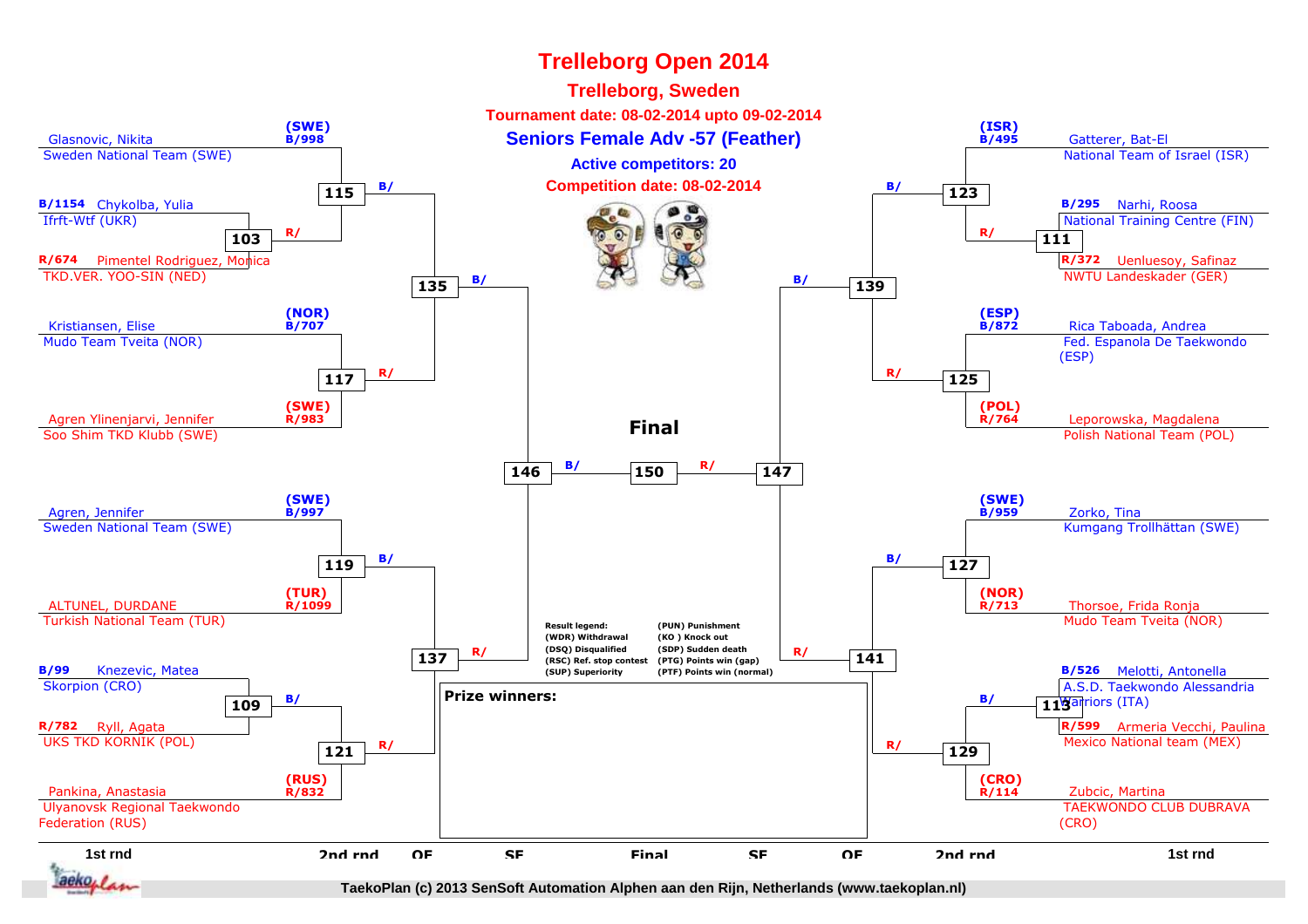# Trelleborg Open 2014

## Trelleborg, Sweden

**Tournament date: 08-02-2014 upto 09-02-2014**

## Seniors Female Adv -57 (Feather)

**Active competitors: 20**

**Competition date: 08-02-2014**

Glasnovic, Nikita (SWE) B/998
Sweden National Team (SWE)

115 B/

B/1154 Chykolba, Yulia
Ifrft-Wtf (UKR)

103 R/

R/674 Pimentel Rodriguez, Monica
TKD.VER. YOO-SIN (NED)

135 B/

Kristiansen, Elise (NOR) B/707
Mudo Team Tveita (NOR)

117 R/

Agren Ylinenjarvi, Jennifer (SWE) R/983
Soo Shim TKD Klubb (SWE)

146 B/

Agren, Jennifer (SWE) B/997
Sweden National Team (SWE)

119 B/

ALTUNEL, DURDANE (TUR) R/1099
Turkish National Team (TUR)

137 R/

B/99 Knezevic, Matea
Skorpion (CRO)

109 B/

R/782 Ryll, Agata
UKS TKD KORNIK (POL)

121 R/

Pankina, Anastasia (RUS) R/832
Ulyanovsk Regional Taekwondo Federation (RUS)

**Final**

150 B/ R/

Gatterer, Bat-El (ISR) B/495
National Team of Israel (ISR)

123 B/

B/295 Narhi, Roosa
National Training Centre (FIN)

111 R/

R/372 Uenluesoy, Safinaz
NWTU Landeskader (GER)

139 B/

Rica Taboada, Andrea (ESP) B/872
Fed. Espanola De Taekwondo (ESP)

125 R/

Leporowska, Magdalena (POL) R/764
Polish National Team (POL)

147

Zorko, Tina (SWE) B/959
Kumgang Trollhättan (SWE)

127 B/

Thorsoe, Frida Ronja (NOR) R/713
Mudo Team Tveita (NOR)

141 R/

B/526 Melotti, Antonella
A.S.D. Taekwondo Alessandria Warriors (ITA)

113 B/

R/599 Armeria Vecchi, Paulina
Mexico National team (MEX)

129 R/

Zubcic, Martina (CRO) R/114
TAEKWONDO CLUB DUBRAVA (CRO)

Result legend:
(WDR) Withdrawal
(DSQ) Disqualified
(RSC) Ref. stop contest
(SUP) Superiority
(PUN) Punishment
(KO ) Knock out
(SDP) Sudden death
(PTG) Points win (gap)
(PTF) Points win (normal)

**Prize winners:**

1st rnd | 2nd rnd | QF | SF | Final | SF | QF | 2nd rnd | 1st rnd

TaekoPlan (c) 2013 SenSoft Automation Alphen aan den Rijn, Netherlands (www.taekoplan.nl)